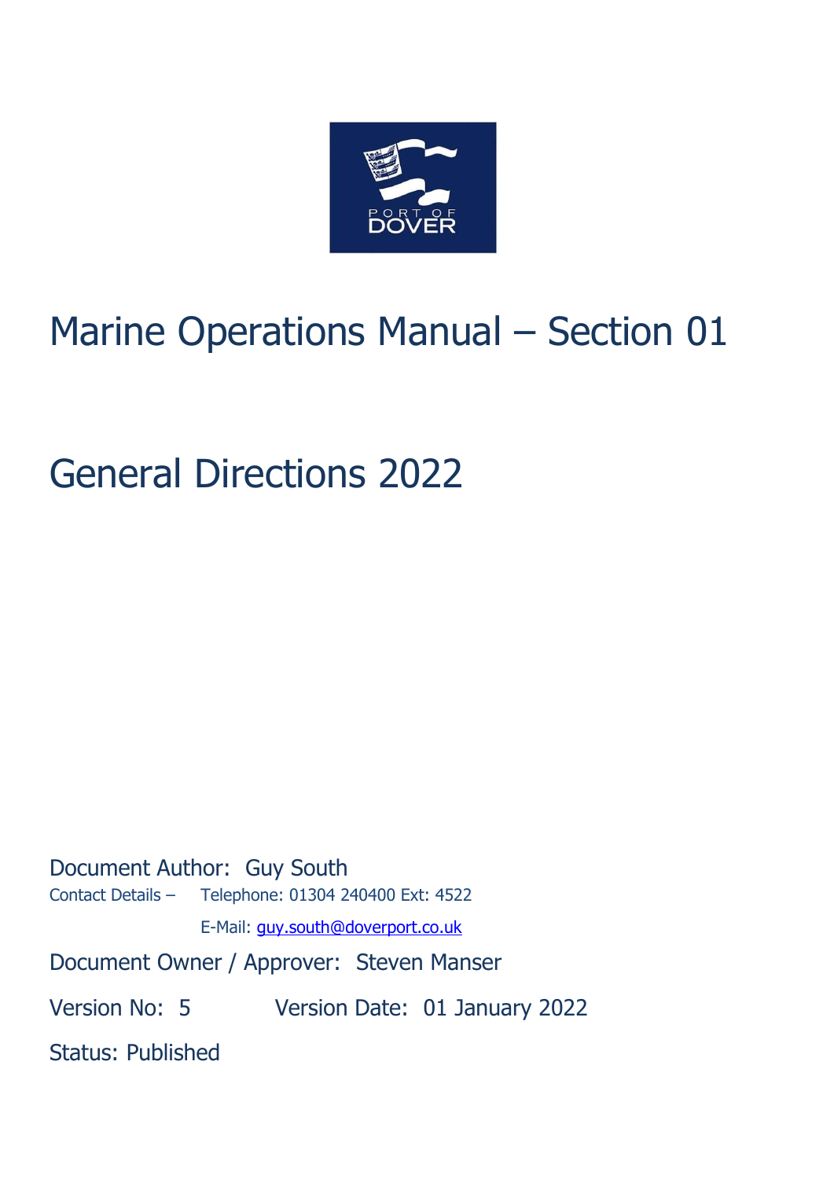PORT OF DOVER

# Marine Operations Manual – Section 01

# General Directions 2022

Document Author: Guy South

Contact Details – Telephone: 01304 240400 Ext: 4522

E-Mail: guy.south@doverport.co.uk

Document Owner / Approver: Steven Manser

Version No: 5 Version Date: 01 January 2022

Status: Published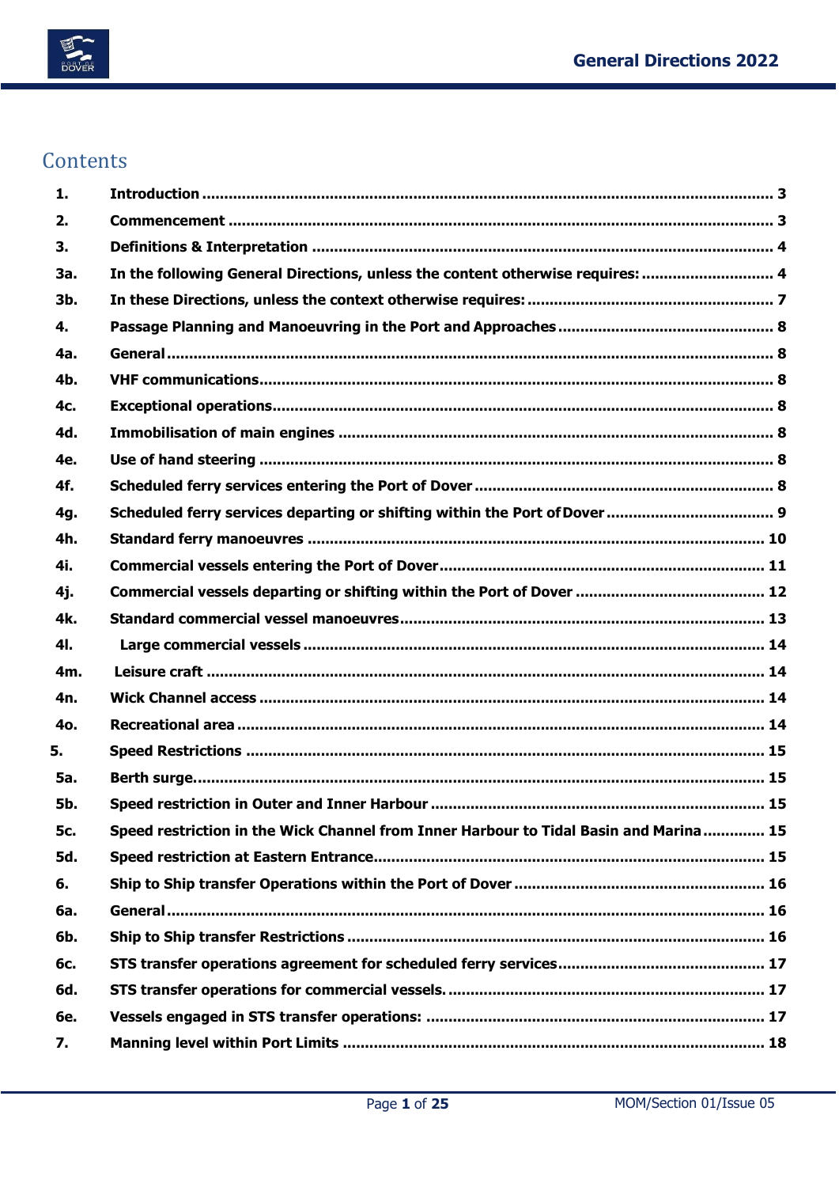# Contents

| | | |
|---|---|---|
| 1. | Introduction | 3 |
| 2. | Commencement | 3 |
| 3. | Definitions & Interpretation | 4 |
| 3a. | In the following General Directions, unless the content otherwise requires: | 4 |
| 3b. | In these Directions, unless the context otherwise requires: | 7 |
| 4. | Passage Planning and Manoeuvring in the Port and Approaches | 8 |
| 4a. | General | 8 |
| 4b. | VHF communications | 8 |
| 4c. | Exceptional operations | 8 |
| 4d. | Immobilisation of main engines | 8 |
| 4e. | Use of hand steering | 8 |
| 4f. | Scheduled ferry services entering the Port of Dover | 8 |
| 4g. | Scheduled ferry services departing or shifting within the Port of Dover | 9 |
| 4h. | Standard ferry manoeuvres | 10 |
| 4i. | Commercial vessels entering the Port of Dover | 11 |
| 4j. | Commercial vessels departing or shifting within the Port of Dover | 12 |
| 4k. | Standard commercial vessel manoeuvres | 13 |
| 4l. | Large commercial vessels | 14 |
| 4m. | Leisure craft | 14 |
| 4n. | Wick Channel access | 14 |
| 4o. | Recreational area | 14 |
| 5. | Speed Restrictions | 15 |
| 5a. | Berth surge | 15 |
| 5b. | Speed restriction in Outer and Inner Harbour | 15 |
| 5c. | Speed restriction in the Wick Channel from Inner Harbour to Tidal Basin and Marina | 15 |
| 5d. | Speed restriction at Eastern Entrance | 15 |
| 6. | Ship to Ship transfer Operations within the Port of Dover | 16 |
| 6a. | General | 16 |
| 6b. | Ship to Ship transfer Restrictions | 16 |
| 6c. | STS transfer operations agreement for scheduled ferry services | 17 |
| 6d. | STS transfer operations for commercial vessels. | 17 |
| 6e. | Vessels engaged in STS transfer operations: | 17 |
| 7. | Manning level within Port Limits | 18 |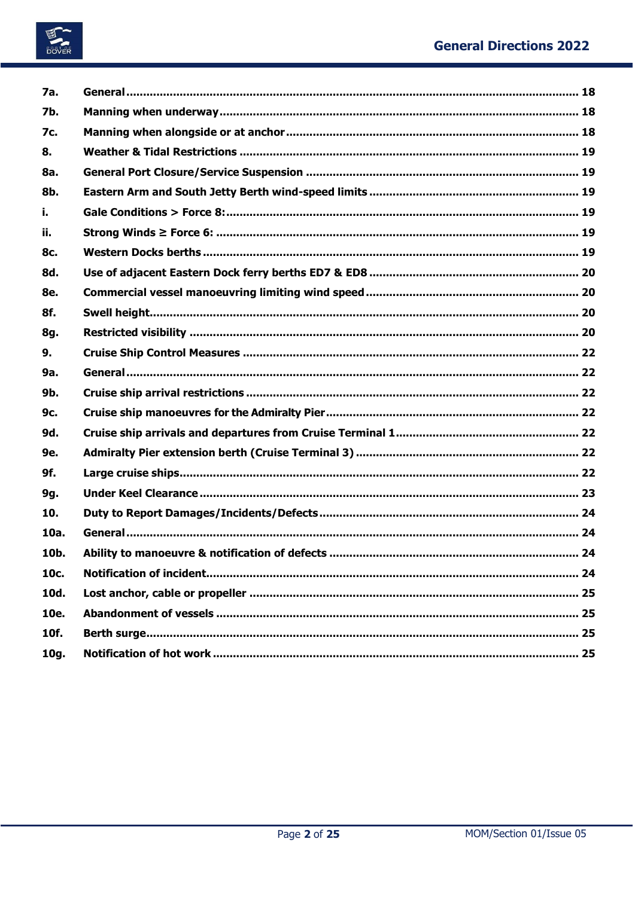| | | |
|---|---|---|
| **7a.** | **General** | **18** |
| **7b.** | **Manning when underway** | **18** |
| **7c.** | **Manning when alongside or at anchor** | **18** |
| **8.** | **Weather & Tidal Restrictions** | **19** |
| **8a.** | **General Port Closure/Service Suspension** | **19** |
| **8b.** | **Eastern Arm and South Jetty Berth wind-speed limits** | **19** |
| **i.** | **Gale Conditions > Force 8:** | **19** |
| **ii.** | **Strong Winds ≥ Force 6:** | **19** |
| **8c.** | **Western Docks berths** | **19** |
| **8d.** | **Use of adjacent Eastern Dock ferry berths ED7 & ED8** | **20** |
| **8e.** | **Commercial vessel manoeuvring limiting wind speed** | **20** |
| **8f.** | **Swell height** | **20** |
| **8g.** | **Restricted visibility** | **20** |
| **9.** | **Cruise Ship Control Measures** | **22** |
| **9a.** | **General** | **22** |
| **9b.** | **Cruise ship arrival restrictions** | **22** |
| **9c.** | **Cruise ship manoeuvres for the Admiralty Pier** | **22** |
| **9d.** | **Cruise ship arrivals and departures from Cruise Terminal 1** | **22** |
| **9e.** | **Admiralty Pier extension berth (Cruise Terminal 3)** | **22** |
| **9f.** | **Large cruise ships** | **22** |
| **9g.** | **Under Keel Clearance** | **23** |
| **10.** | **Duty to Report Damages/Incidents/Defects** | **24** |
| **10a.** | **General** | **24** |
| **10b.** | **Ability to manoeuvre & notification of defects** | **24** |
| **10c.** | **Notification of incident** | **24** |
| **10d.** | **Lost anchor, cable or propeller** | **25** |
| **10e.** | **Abandonment of vessels** | **25** |
| **10f.** | **Berth surge** | **25** |
| **10g.** | **Notification of hot work** | **25** |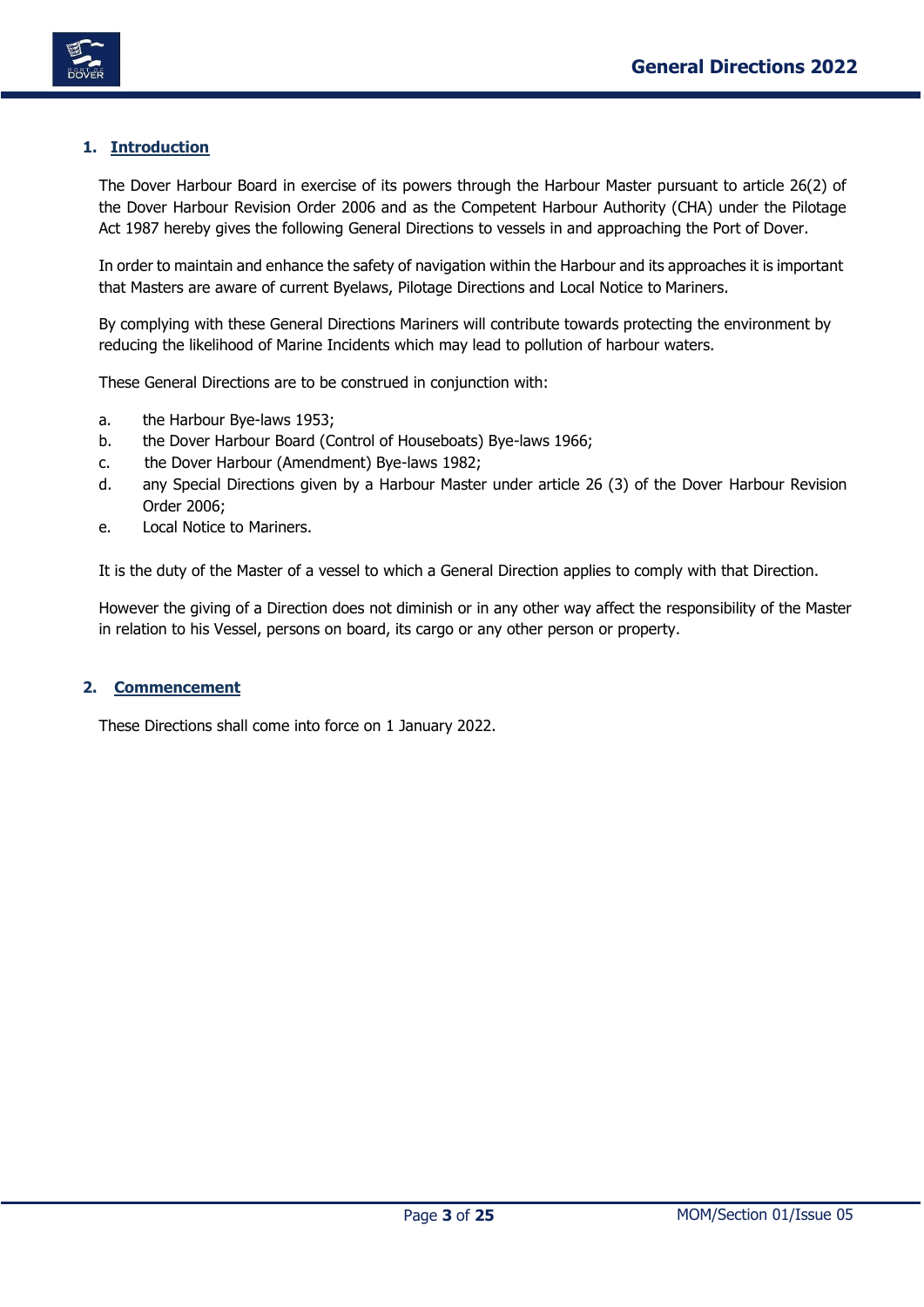## 1. Introduction

The Dover Harbour Board in exercise of its powers through the Harbour Master pursuant to article 26(2) of the Dover Harbour Revision Order 2006 and as the Competent Harbour Authority (CHA) under the Pilotage Act 1987 hereby gives the following General Directions to vessels in and approaching the Port of Dover.

In order to maintain and enhance the safety of navigation within the Harbour and its approaches it is important that Masters are aware of current Byelaws, Pilotage Directions and Local Notice to Mariners.

By complying with these General Directions Mariners will contribute towards protecting the environment by reducing the likelihood of Marine Incidents which may lead to pollution of harbour waters.

These General Directions are to be construed in conjunction with:

a. the Harbour Bye-laws 1953;
b. the Dover Harbour Board (Control of Houseboats) Bye-laws 1966;
c. the Dover Harbour (Amendment) Bye-laws 1982;
d. any Special Directions given by a Harbour Master under article 26 (3) of the Dover Harbour Revision Order 2006;
e. Local Notice to Mariners.

It is the duty of the Master of a vessel to which a General Direction applies to comply with that Direction.

However the giving of a Direction does not diminish or in any other way affect the responsibility of the Master in relation to his Vessel, persons on board, its cargo or any other person or property.

## 2. Commencement

These Directions shall come into force on 1 January 2022.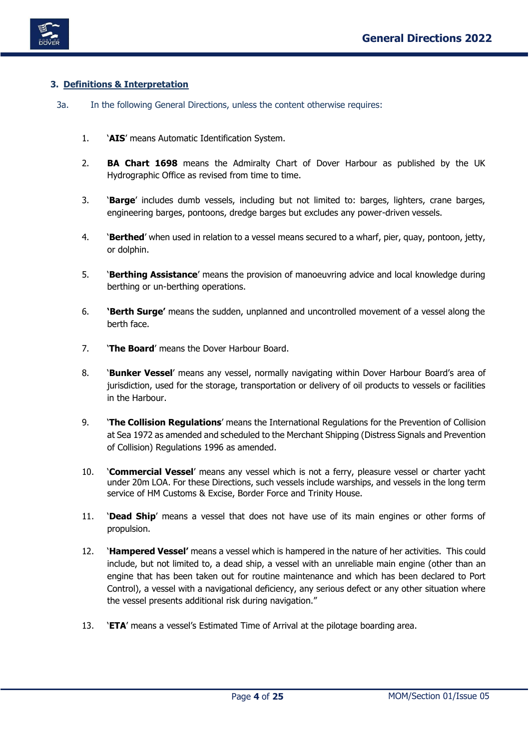## 3. Definitions & Interpretation

3a. In the following General Directions, unless the content otherwise requires:

1. '**AIS**' means Automatic Identification System.

2. **BA Chart 1698** means the Admiralty Chart of Dover Harbour as published by the UK Hydrographic Office as revised from time to time.

3. '**Barge**' includes dumb vessels, including but not limited to: barges, lighters, crane barges, engineering barges, pontoons, dredge barges but excludes any power-driven vessels.

4. '**Berthed**' when used in relation to a vessel means secured to a wharf, pier, quay, pontoon, jetty, or dolphin.

5. '**Berthing Assistance**' means the provision of manoeuvring advice and local knowledge during berthing or un-berthing operations.

6. **'Berth Surge'** means the sudden, unplanned and uncontrolled movement of a vessel along the berth face.

7. '**The Board**' means the Dover Harbour Board.

8. '**Bunker Vessel**' means any vessel, normally navigating within Dover Harbour Board's area of jurisdiction, used for the storage, transportation or delivery of oil products to vessels or facilities in the Harbour.

9. '**The Collision Regulations**' means the International Regulations for the Prevention of Collision at Sea 1972 as amended and scheduled to the Merchant Shipping (Distress Signals and Prevention of Collision) Regulations 1996 as amended.

10. '**Commercial Vessel**' means any vessel which is not a ferry, pleasure vessel or charter yacht under 20m LOA. For these Directions, such vessels include warships, and vessels in the long term service of HM Customs & Excise, Border Force and Trinity House.

11. '**Dead Ship**' means a vessel that does not have use of its main engines or other forms of propulsion.

12. **'Hampered Vessel'** means a vessel which is hampered in the nature of her activities. This could include, but not limited to, a dead ship, a vessel with an unreliable main engine (other than an engine that has been taken out for routine maintenance and which has been declared to Port Control), a vessel with a navigational deficiency, any serious defect or any other situation where the vessel presents additional risk during navigation."

13. '**ETA**' means a vessel's Estimated Time of Arrival at the pilotage boarding area.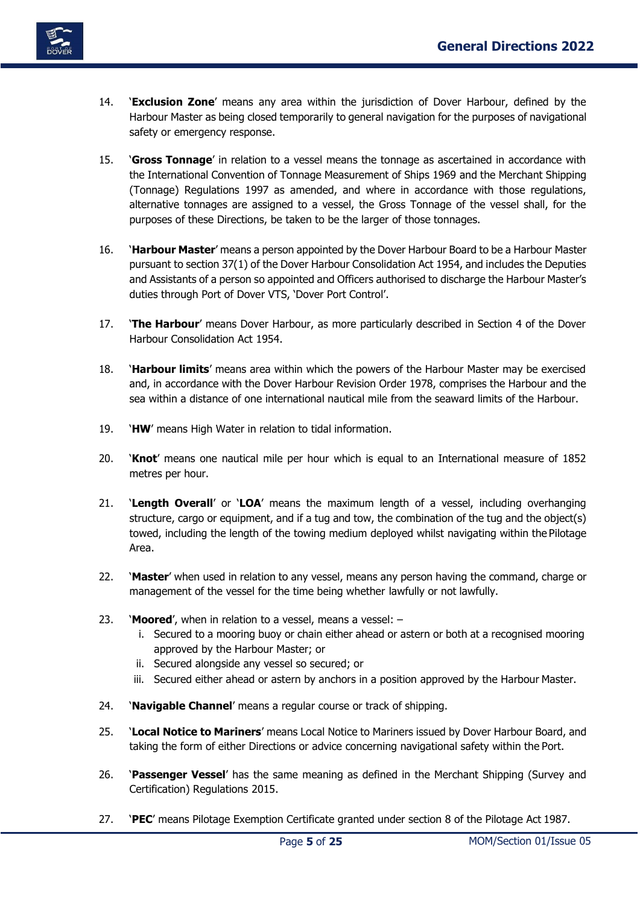14. '**Exclusion Zone**' means any area within the jurisdiction of Dover Harbour, defined by the Harbour Master as being closed temporarily to general navigation for the purposes of navigational safety or emergency response.

15. '**Gross Tonnage**' in relation to a vessel means the tonnage as ascertained in accordance with the International Convention of Tonnage Measurement of Ships 1969 and the Merchant Shipping (Tonnage) Regulations 1997 as amended, and where in accordance with those regulations, alternative tonnages are assigned to a vessel, the Gross Tonnage of the vessel shall, for the purposes of these Directions, be taken to be the larger of those tonnages.

16. '**Harbour Master**' means a person appointed by the Dover Harbour Board to be a Harbour Master pursuant to section 37(1) of the Dover Harbour Consolidation Act 1954, and includes the Deputies and Assistants of a person so appointed and Officers authorised to discharge the Harbour Master's duties through Port of Dover VTS, 'Dover Port Control'.

17. '**The Harbour**' means Dover Harbour, as more particularly described in Section 4 of the Dover Harbour Consolidation Act 1954.

18. '**Harbour limits**' means area within which the powers of the Harbour Master may be exercised and, in accordance with the Dover Harbour Revision Order 1978, comprises the Harbour and the sea within a distance of one international nautical mile from the seaward limits of the Harbour.

19. '**HW**' means High Water in relation to tidal information.

20. '**Knot**' means one nautical mile per hour which is equal to an International measure of 1852 metres per hour.

21. '**Length Overall**' or '**LOA**' means the maximum length of a vessel, including overhanging structure, cargo or equipment, and if a tug and tow, the combination of the tug and the object(s) towed, including the length of the towing medium deployed whilst navigating within the Pilotage Area.

22. '**Master**' when used in relation to any vessel, means any person having the command, charge or management of the vessel for the time being whether lawfully or not lawfully.

23. '**Moored**', when in relation to a vessel, means a vessel: –
    i. Secured to a mooring buoy or chain either ahead or astern or both at a recognised mooring approved by the Harbour Master; or
    ii. Secured alongside any vessel so secured; or
    iii. Secured either ahead or astern by anchors in a position approved by the Harbour Master.

24. '**Navigable Channel**' means a regular course or track of shipping.

25. '**Local Notice to Mariners**' means Local Notice to Mariners issued by Dover Harbour Board, and taking the form of either Directions or advice concerning navigational safety within the Port.

26. '**Passenger Vessel**' has the same meaning as defined in the Merchant Shipping (Survey and Certification) Regulations 2015.

27. '**PEC**' means Pilotage Exemption Certificate granted under section 8 of the Pilotage Act 1987.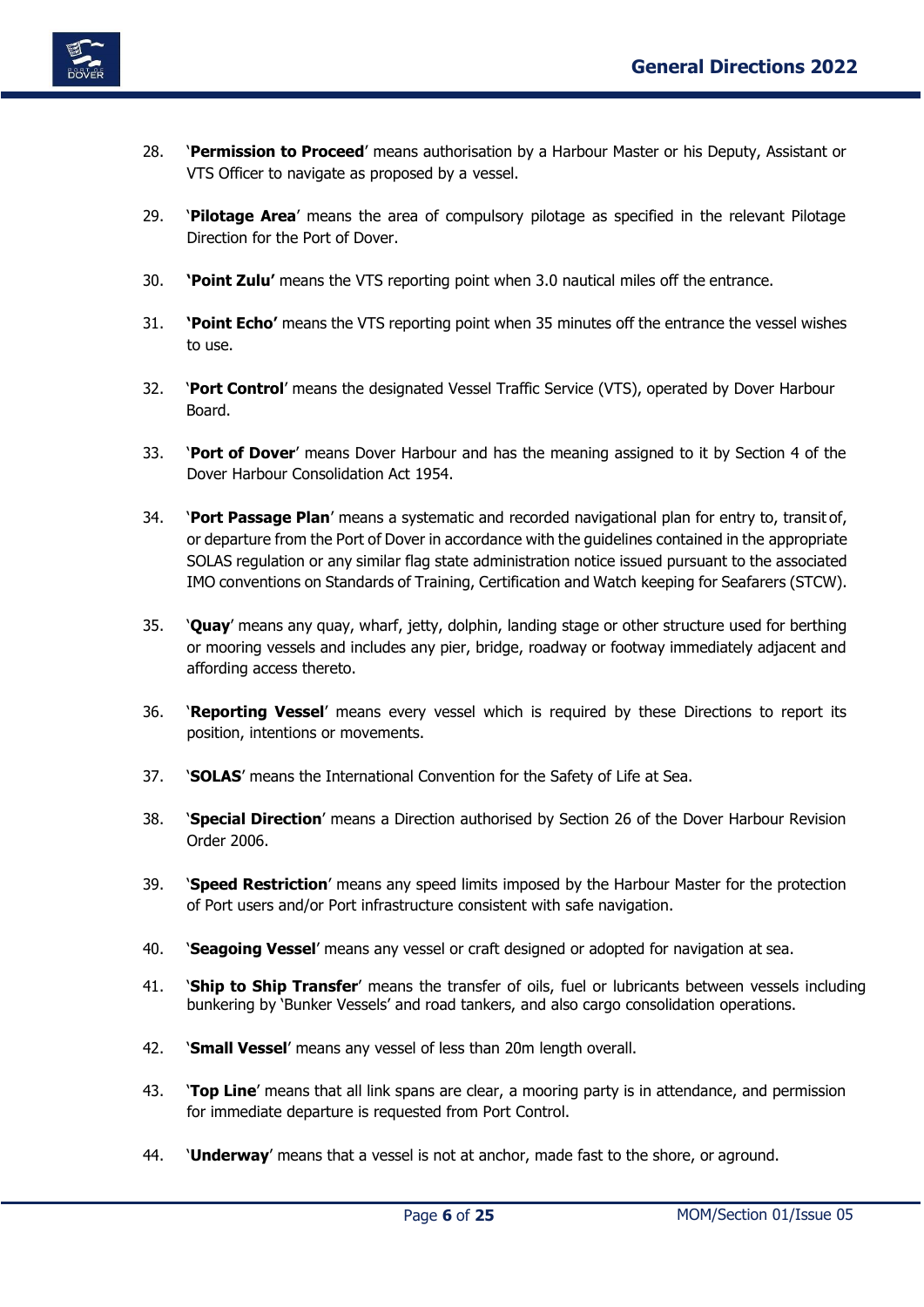28. '**Permission to Proceed**' means authorisation by a Harbour Master or his Deputy, Assistant or VTS Officer to navigate as proposed by a vessel.

29. '**Pilotage Area**' means the area of compulsory pilotage as specified in the relevant Pilotage Direction for the Port of Dover.

30. **'Point Zulu'** means the VTS reporting point when 3.0 nautical miles off the entrance.

31. **'Point Echo'** means the VTS reporting point when 35 minutes off the entrance the vessel wishes to use.

32. '**Port Control**' means the designated Vessel Traffic Service (VTS), operated by Dover Harbour Board.

33. '**Port of Dover**' means Dover Harbour and has the meaning assigned to it by Section 4 of the Dover Harbour Consolidation Act 1954.

34. '**Port Passage Plan**' means a systematic and recorded navigational plan for entry to, transit of, or departure from the Port of Dover in accordance with the guidelines contained in the appropriate SOLAS regulation or any similar flag state administration notice issued pursuant to the associated IMO conventions on Standards of Training, Certification and Watch keeping for Seafarers (STCW).

35. '**Quay**' means any quay, wharf, jetty, dolphin, landing stage or other structure used for berthing or mooring vessels and includes any pier, bridge, roadway or footway immediately adjacent and affording access thereto.

36. '**Reporting Vessel**' means every vessel which is required by these Directions to report its position, intentions or movements.

37. '**SOLAS**' means the International Convention for the Safety of Life at Sea.

38. '**Special Direction**' means a Direction authorised by Section 26 of the Dover Harbour Revision Order 2006.

39. '**Speed Restriction**' means any speed limits imposed by the Harbour Master for the protection of Port users and/or Port infrastructure consistent with safe navigation.

40. '**Seagoing Vessel**' means any vessel or craft designed or adopted for navigation at sea.

41. '**Ship to Ship Transfer**' means the transfer of oils, fuel or lubricants between vessels including bunkering by 'Bunker Vessels' and road tankers, and also cargo consolidation operations.

42. '**Small Vessel**' means any vessel of less than 20m length overall.

43. '**Top Line**' means that all link spans are clear, a mooring party is in attendance, and permission for immediate departure is requested from Port Control.

44. '**Underway**' means that a vessel is not at anchor, made fast to the shore, or aground.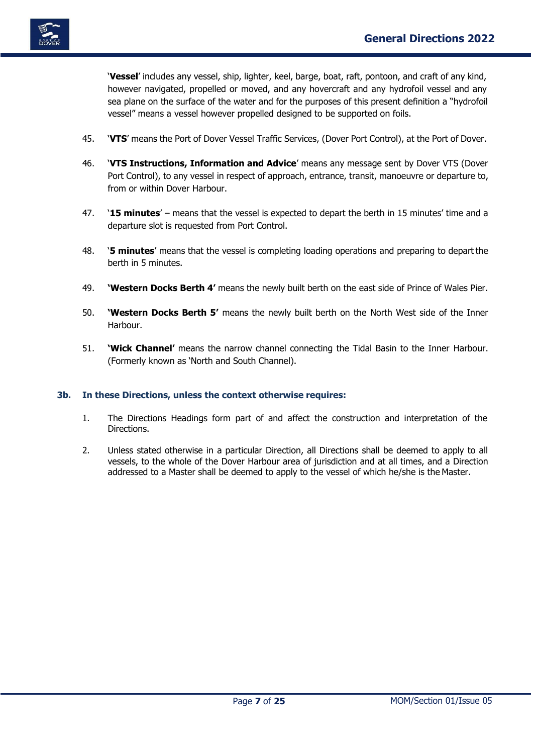'**Vessel**' includes any vessel, ship, lighter, keel, barge, boat, raft, pontoon, and craft of any kind, however navigated, propelled or moved, and any hovercraft and any hydrofoil vessel and any sea plane on the surface of the water and for the purposes of this present definition a "hydrofoil vessel" means a vessel however propelled designed to be supported on foils.

45. '**VTS**' means the Port of Dover Vessel Traffic Services, (Dover Port Control), at the Port of Dover.

46. '**VTS Instructions, Information and Advice**' means any message sent by Dover VTS (Dover Port Control), to any vessel in respect of approach, entrance, transit, manoeuvre or departure to, from or within Dover Harbour.

47. '**15 minutes**' – means that the vessel is expected to depart the berth in 15 minutes' time and a departure slot is requested from Port Control.

48. '**5 minutes**' means that the vessel is completing loading operations and preparing to depart the berth in 5 minutes.

49. **'Western Docks Berth 4'** means the newly built berth on the east side of Prince of Wales Pier.

50. **'Western Docks Berth 5'** means the newly built berth on the North West side of the Inner Harbour.

51. **'Wick Channel'** means the narrow channel connecting the Tidal Basin to the Inner Harbour. (Formerly known as 'North and South Channel).

### 3b. In these Directions, unless the context otherwise requires:

1. The Directions Headings form part of and affect the construction and interpretation of the Directions.

2. Unless stated otherwise in a particular Direction, all Directions shall be deemed to apply to all vessels, to the whole of the Dover Harbour area of jurisdiction and at all times, and a Direction addressed to a Master shall be deemed to apply to the vessel of which he/she is the Master.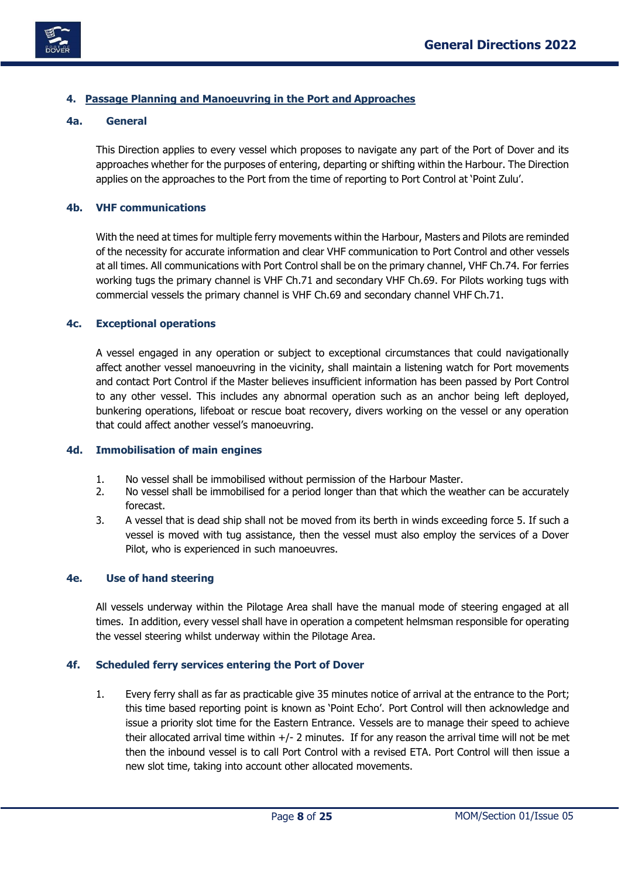## 4. Passage Planning and Manoeuvring in the Port and Approaches

### 4a. General

This Direction applies to every vessel which proposes to navigate any part of the Port of Dover and its approaches whether for the purposes of entering, departing or shifting within the Harbour. The Direction applies on the approaches to the Port from the time of reporting to Port Control at 'Point Zulu'.

### 4b. VHF communications

With the need at times for multiple ferry movements within the Harbour, Masters and Pilots are reminded of the necessity for accurate information and clear VHF communication to Port Control and other vessels at all times. All communications with Port Control shall be on the primary channel, VHF Ch.74. For ferries working tugs the primary channel is VHF Ch.71 and secondary VHF Ch.69. For Pilots working tugs with commercial vessels the primary channel is VHF Ch.69 and secondary channel VHF Ch.71.

### 4c. Exceptional operations

A vessel engaged in any operation or subject to exceptional circumstances that could navigationally affect another vessel manoeuvring in the vicinity, shall maintain a listening watch for Port movements and contact Port Control if the Master believes insufficient information has been passed by Port Control to any other vessel. This includes any abnormal operation such as an anchor being left deployed, bunkering operations, lifeboat or rescue boat recovery, divers working on the vessel or any operation that could affect another vessel's manoeuvring.

### 4d. Immobilisation of main engines

1. No vessel shall be immobilised without permission of the Harbour Master.
2. No vessel shall be immobilised for a period longer than that which the weather can be accurately forecast.
3. A vessel that is dead ship shall not be moved from its berth in winds exceeding force 5. If such a vessel is moved with tug assistance, then the vessel must also employ the services of a Dover Pilot, who is experienced in such manoeuvres.

### 4e. Use of hand steering

All vessels underway within the Pilotage Area shall have the manual mode of steering engaged at all times. In addition, every vessel shall have in operation a competent helmsman responsible for operating the vessel steering whilst underway within the Pilotage Area.

### 4f. Scheduled ferry services entering the Port of Dover

1. Every ferry shall as far as practicable give 35 minutes notice of arrival at the entrance to the Port; this time based reporting point is known as 'Point Echo'. Port Control will then acknowledge and issue a priority slot time for the Eastern Entrance. Vessels are to manage their speed to achieve their allocated arrival time within +/- 2 minutes. If for any reason the arrival time will not be met then the inbound vessel is to call Port Control with a revised ETA. Port Control will then issue a new slot time, taking into account other allocated movements.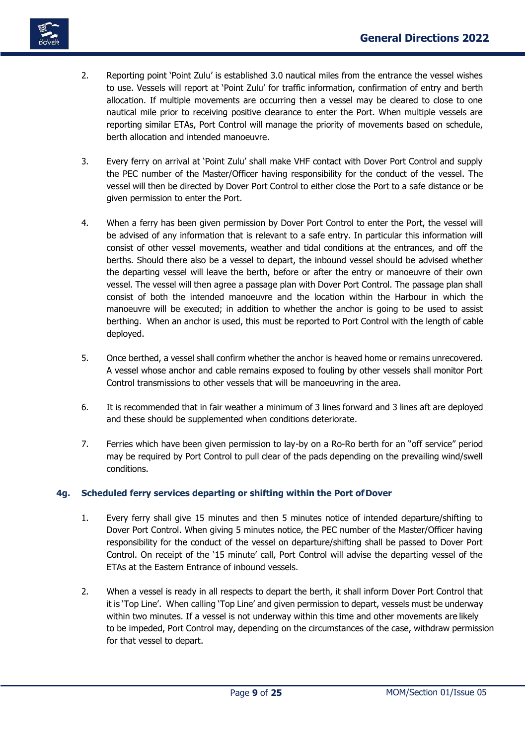2. Reporting point 'Point Zulu' is established 3.0 nautical miles from the entrance the vessel wishes to use. Vessels will report at 'Point Zulu' for traffic information, confirmation of entry and berth allocation. If multiple movements are occurring then a vessel may be cleared to close to one nautical mile prior to receiving positive clearance to enter the Port. When multiple vessels are reporting similar ETAs, Port Control will manage the priority of movements based on schedule, berth allocation and intended manoeuvre.

3. Every ferry on arrival at 'Point Zulu' shall make VHF contact with Dover Port Control and supply the PEC number of the Master/Officer having responsibility for the conduct of the vessel. The vessel will then be directed by Dover Port Control to either close the Port to a safe distance or be given permission to enter the Port.

4. When a ferry has been given permission by Dover Port Control to enter the Port, the vessel will be advised of any information that is relevant to a safe entry. In particular this information will consist of other vessel movements, weather and tidal conditions at the entrances, and off the berths. Should there also be a vessel to depart, the inbound vessel should be advised whether the departing vessel will leave the berth, before or after the entry or manoeuvre of their own vessel. The vessel will then agree a passage plan with Dover Port Control. The passage plan shall consist of both the intended manoeuvre and the location within the Harbour in which the manoeuvre will be executed; in addition to whether the anchor is going to be used to assist berthing. When an anchor is used, this must be reported to Port Control with the length of cable deployed.

5. Once berthed, a vessel shall confirm whether the anchor is heaved home or remains unrecovered. A vessel whose anchor and cable remains exposed to fouling by other vessels shall monitor Port Control transmissions to other vessels that will be manoeuvring in the area.

6. It is recommended that in fair weather a minimum of 3 lines forward and 3 lines aft are deployed and these should be supplemented when conditions deteriorate.

7. Ferries which have been given permission to lay-by on a Ro-Ro berth for an "off service" period may be required by Port Control to pull clear of the pads depending on the prevailing wind/swell conditions.

### 4g. Scheduled ferry services departing or shifting within the Port of Dover

1. Every ferry shall give 15 minutes and then 5 minutes notice of intended departure/shifting to Dover Port Control. When giving 5 minutes notice, the PEC number of the Master/Officer having responsibility for the conduct of the vessel on departure/shifting shall be passed to Dover Port Control. On receipt of the '15 minute' call, Port Control will advise the departing vessel of the ETAs at the Eastern Entrance of inbound vessels.

2. When a vessel is ready in all respects to depart the berth, it shall inform Dover Port Control that it is 'Top Line'. When calling 'Top Line' and given permission to depart, vessels must be underway within two minutes. If a vessel is not underway within this time and other movements are likely to be impeded, Port Control may, depending on the circumstances of the case, withdraw permission for that vessel to depart.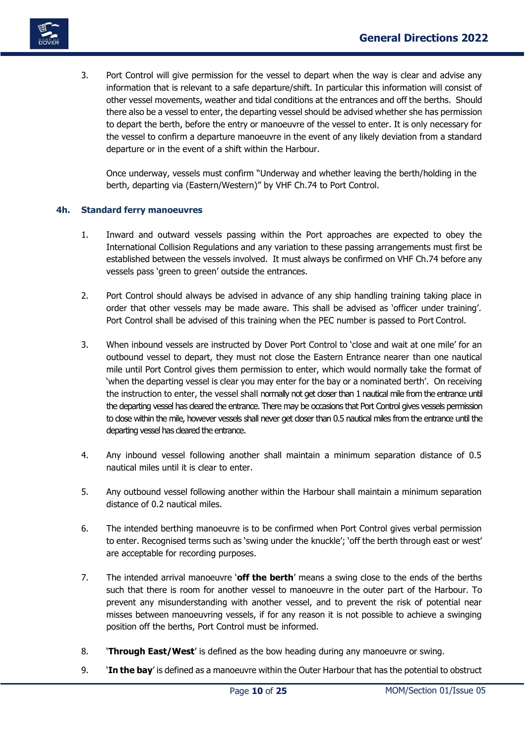3. Port Control will give permission for the vessel to depart when the way is clear and advise any information that is relevant to a safe departure/shift. In particular this information will consist of other vessel movements, weather and tidal conditions at the entrances and off the berths. Should there also be a vessel to enter, the departing vessel should be advised whether she has permission to depart the berth, before the entry or manoeuvre of the vessel to enter. It is only necessary for the vessel to confirm a departure manoeuvre in the event of any likely deviation from a standard departure or in the event of a shift within the Harbour.

   Once underway, vessels must confirm "Underway and whether leaving the berth/holding in the berth, departing via (Eastern/Western)" by VHF Ch.74 to Port Control.

### 4h. Standard ferry manoeuvres

1. Inward and outward vessels passing within the Port approaches are expected to obey the International Collision Regulations and any variation to these passing arrangements must first be established between the vessels involved. It must always be confirmed on VHF Ch.74 before any vessels pass 'green to green' outside the entrances.

2. Port Control should always be advised in advance of any ship handling training taking place in order that other vessels may be made aware. This shall be advised as 'officer under training'. Port Control shall be advised of this training when the PEC number is passed to Port Control.

3. When inbound vessels are instructed by Dover Port Control to 'close and wait at one mile' for an outbound vessel to depart, they must not close the Eastern Entrance nearer than one nautical mile until Port Control gives them permission to enter, which would normally take the format of 'when the departing vessel is clear you may enter for the bay or a nominated berth'. On receiving the instruction to enter, the vessel shall normally not get closer than 1 nautical mile from the entrance until the departing vessel has cleared the entrance. There may be occasions that Port Control gives vessels permission to close within the mile, however vessels shall never get closer than 0.5 nautical miles from the entrance until the departing vessel has cleared the entrance.

4. Any inbound vessel following another shall maintain a minimum separation distance of 0.5 nautical miles until it is clear to enter.

5. Any outbound vessel following another within the Harbour shall maintain a minimum separation distance of 0.2 nautical miles.

6. The intended berthing manoeuvre is to be confirmed when Port Control gives verbal permission to enter. Recognised terms such as 'swing under the knuckle'; 'off the berth through east or west' are acceptable for recording purposes.

7. The intended arrival manoeuvre '**off the berth**' means a swing close to the ends of the berths such that there is room for another vessel to manoeuvre in the outer part of the Harbour. To prevent any misunderstanding with another vessel, and to prevent the risk of potential near misses between manoeuvring vessels, if for any reason it is not possible to achieve a swinging position off the berths, Port Control must be informed.

8. '**Through East/West**' is defined as the bow heading during any manoeuvre or swing.

9. '**In the bay**' is defined as a manoeuvre within the Outer Harbour that has the potential to obstruct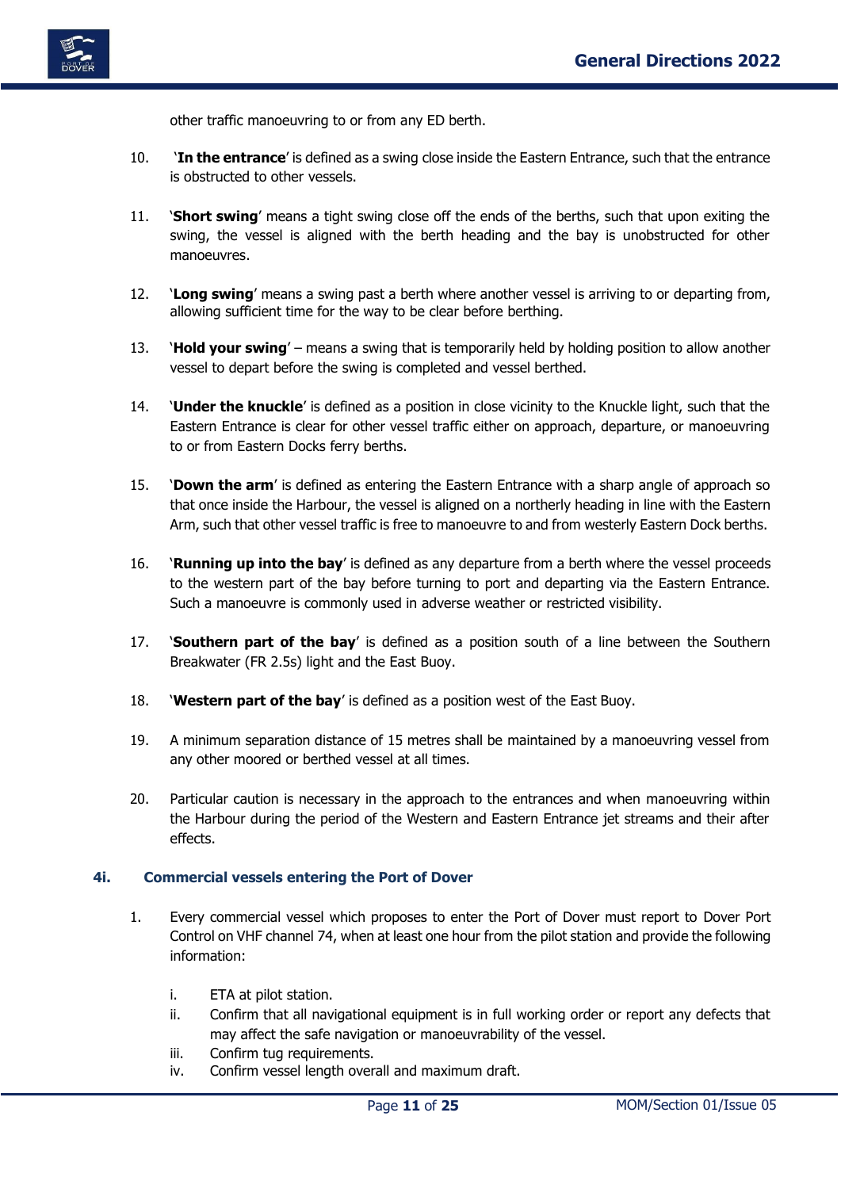other traffic manoeuvring to or from any ED berth.

10. '**In the entrance**' is defined as a swing close inside the Eastern Entrance, such that the entrance is obstructed to other vessels.

11. '**Short swing**' means a tight swing close off the ends of the berths, such that upon exiting the swing, the vessel is aligned with the berth heading and the bay is unobstructed for other manoeuvres.

12. '**Long swing**' means a swing past a berth where another vessel is arriving to or departing from, allowing sufficient time for the way to be clear before berthing.

13. '**Hold your swing**' – means a swing that is temporarily held by holding position to allow another vessel to depart before the swing is completed and vessel berthed.

14. '**Under the knuckle**' is defined as a position in close vicinity to the Knuckle light, such that the Eastern Entrance is clear for other vessel traffic either on approach, departure, or manoeuvring to or from Eastern Docks ferry berths.

15. '**Down the arm**' is defined as entering the Eastern Entrance with a sharp angle of approach so that once inside the Harbour, the vessel is aligned on a northerly heading in line with the Eastern Arm, such that other vessel traffic is free to manoeuvre to and from westerly Eastern Dock berths.

16. '**Running up into the bay**' is defined as any departure from a berth where the vessel proceeds to the western part of the bay before turning to port and departing via the Eastern Entrance. Such a manoeuvre is commonly used in adverse weather or restricted visibility.

17. '**Southern part of the bay**' is defined as a position south of a line between the Southern Breakwater (FR 2.5s) light and the East Buoy.

18. '**Western part of the bay**' is defined as a position west of the East Buoy.

19. A minimum separation distance of 15 metres shall be maintained by a manoeuvring vessel from any other moored or berthed vessel at all times.

20. Particular caution is necessary in the approach to the entrances and when manoeuvring within the Harbour during the period of the Western and Eastern Entrance jet streams and their after effects.

## 4i. Commercial vessels entering the Port of Dover

1. Every commercial vessel which proposes to enter the Port of Dover must report to Dover Port Control on VHF channel 74, when at least one hour from the pilot station and provide the following information:

   i. ETA at pilot station.
   ii. Confirm that all navigational equipment is in full working order or report any defects that may affect the safe navigation or manoeuvrability of the vessel.
   iii. Confirm tug requirements.
   iv. Confirm vessel length overall and maximum draft.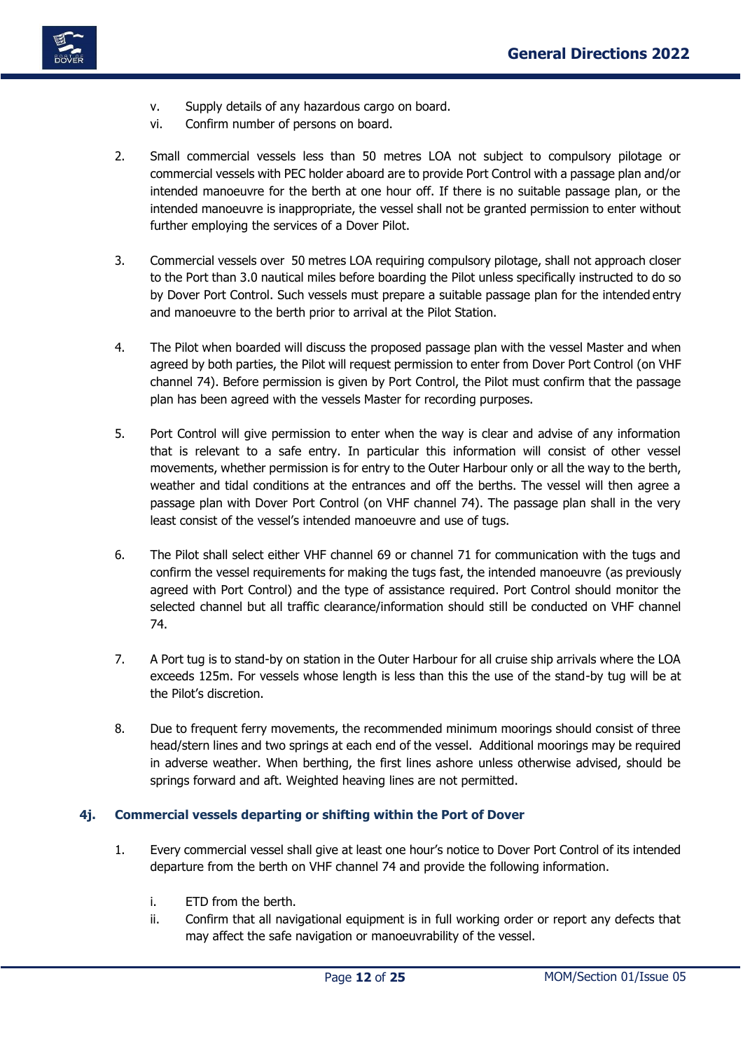v. Supply details of any hazardous cargo on board.
vi. Confirm number of persons on board.

2. Small commercial vessels less than 50 metres LOA not subject to compulsory pilotage or commercial vessels with PEC holder aboard are to provide Port Control with a passage plan and/or intended manoeuvre for the berth at one hour off. If there is no suitable passage plan, or the intended manoeuvre is inappropriate, the vessel shall not be granted permission to enter without further employing the services of a Dover Pilot.

3. Commercial vessels over 50 metres LOA requiring compulsory pilotage, shall not approach closer to the Port than 3.0 nautical miles before boarding the Pilot unless specifically instructed to do so by Dover Port Control. Such vessels must prepare a suitable passage plan for the intended entry and manoeuvre to the berth prior to arrival at the Pilot Station.

4. The Pilot when boarded will discuss the proposed passage plan with the vessel Master and when agreed by both parties, the Pilot will request permission to enter from Dover Port Control (on VHF channel 74). Before permission is given by Port Control, the Pilot must confirm that the passage plan has been agreed with the vessels Master for recording purposes.

5. Port Control will give permission to enter when the way is clear and advise of any information that is relevant to a safe entry. In particular this information will consist of other vessel movements, whether permission is for entry to the Outer Harbour only or all the way to the berth, weather and tidal conditions at the entrances and off the berths. The vessel will then agree a passage plan with Dover Port Control (on VHF channel 74). The passage plan shall in the very least consist of the vessel's intended manoeuvre and use of tugs.

6. The Pilot shall select either VHF channel 69 or channel 71 for communication with the tugs and confirm the vessel requirements for making the tugs fast, the intended manoeuvre (as previously agreed with Port Control) and the type of assistance required. Port Control should monitor the selected channel but all traffic clearance/information should still be conducted on VHF channel 74.

7. A Port tug is to stand-by on station in the Outer Harbour for all cruise ship arrivals where the LOA exceeds 125m. For vessels whose length is less than this the use of the stand-by tug will be at the Pilot's discretion.

8. Due to frequent ferry movements, the recommended minimum moorings should consist of three head/stern lines and two springs at each end of the vessel. Additional moorings may be required in adverse weather. When berthing, the first lines ashore unless otherwise advised, should be springs forward and aft. Weighted heaving lines are not permitted.

### 4j. Commercial vessels departing or shifting within the Port of Dover

1. Every commercial vessel shall give at least one hour's notice to Dover Port Control of its intended departure from the berth on VHF channel 74 and provide the following information.

   i. ETD from the berth.
   ii. Confirm that all navigational equipment is in full working order or report any defects that may affect the safe navigation or manoeuvrability of the vessel.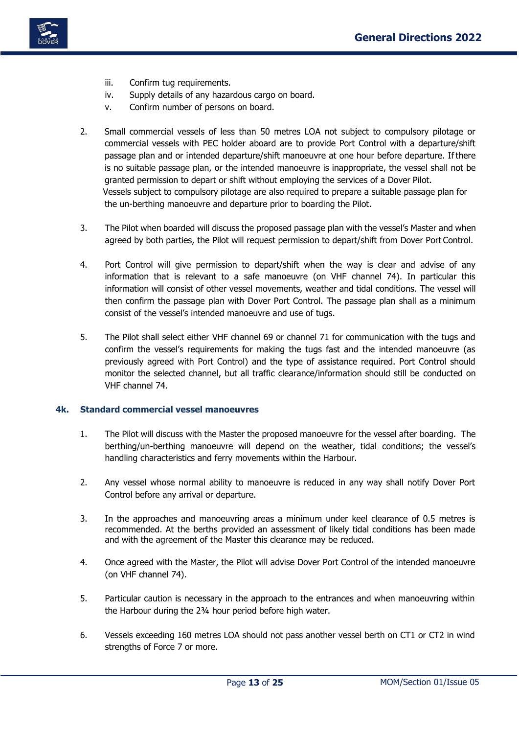iii. Confirm tug requirements.
iv. Supply details of any hazardous cargo on board.
v. Confirm number of persons on board.

2. Small commercial vessels of less than 50 metres LOA not subject to compulsory pilotage or commercial vessels with PEC holder aboard are to provide Port Control with a departure/shift passage plan and or intended departure/shift manoeuvre at one hour before departure. If there is no suitable passage plan, or the intended manoeuvre is inappropriate, the vessel shall not be granted permission to depart or shift without employing the services of a Dover Pilot.
Vessels subject to compulsory pilotage are also required to prepare a suitable passage plan for the un-berthing manoeuvre and departure prior to boarding the Pilot.

3. The Pilot when boarded will discuss the proposed passage plan with the vessel's Master and when agreed by both parties, the Pilot will request permission to depart/shift from Dover Port Control.

4. Port Control will give permission to depart/shift when the way is clear and advise of any information that is relevant to a safe manoeuvre (on VHF channel 74). In particular this information will consist of other vessel movements, weather and tidal conditions. The vessel will then confirm the passage plan with Dover Port Control. The passage plan shall as a minimum consist of the vessel's intended manoeuvre and use of tugs.

5. The Pilot shall select either VHF channel 69 or channel 71 for communication with the tugs and confirm the vessel's requirements for making the tugs fast and the intended manoeuvre (as previously agreed with Port Control) and the type of assistance required. Port Control should monitor the selected channel, but all traffic clearance/information should still be conducted on VHF channel 74.

### 4k. Standard commercial vessel manoeuvres

1. The Pilot will discuss with the Master the proposed manoeuvre for the vessel after boarding. The berthing/un-berthing manoeuvre will depend on the weather, tidal conditions; the vessel's handling characteristics and ferry movements within the Harbour.

2. Any vessel whose normal ability to manoeuvre is reduced in any way shall notify Dover Port Control before any arrival or departure.

3. In the approaches and manoeuvring areas a minimum under keel clearance of 0.5 metres is recommended. At the berths provided an assessment of likely tidal conditions has been made and with the agreement of the Master this clearance may be reduced.

4. Once agreed with the Master, the Pilot will advise Dover Port Control of the intended manoeuvre (on VHF channel 74).

5. Particular caution is necessary in the approach to the entrances and when manoeuvring within the Harbour during the 2¾ hour period before high water.

6. Vessels exceeding 160 metres LOA should not pass another vessel berth on CT1 or CT2 in wind strengths of Force 7 or more.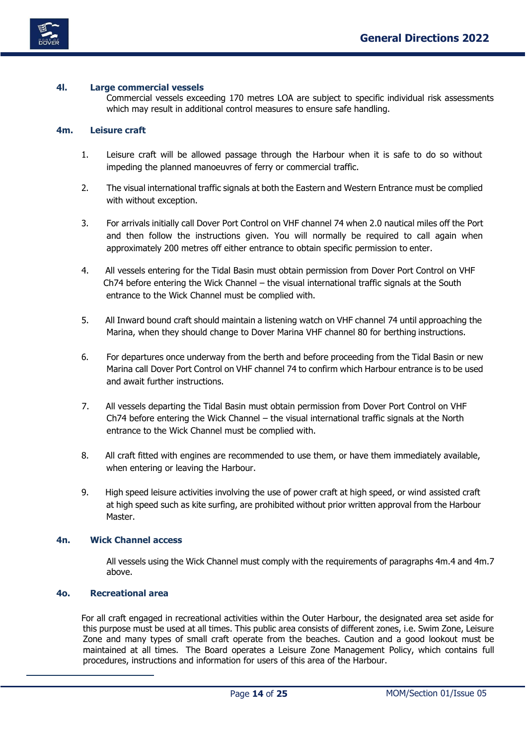### 4l. Large commercial vessels

Commercial vessels exceeding 170 metres LOA are subject to specific individual risk assessments which may result in additional control measures to ensure safe handling.

### 4m. Leisure craft

1. Leisure craft will be allowed passage through the Harbour when it is safe to do so without impeding the planned manoeuvres of ferry or commercial traffic.

2. The visual international traffic signals at both the Eastern and Western Entrance must be complied with without exception.

3. For arrivals initially call Dover Port Control on VHF channel 74 when 2.0 nautical miles off the Port and then follow the instructions given. You will normally be required to call again when approximately 200 metres off either entrance to obtain specific permission to enter.

4. All vessels entering for the Tidal Basin must obtain permission from Dover Port Control on VHF Ch74 before entering the Wick Channel – the visual international traffic signals at the South entrance to the Wick Channel must be complied with.

5. All Inward bound craft should maintain a listening watch on VHF channel 74 until approaching the Marina, when they should change to Dover Marina VHF channel 80 for berthing instructions.

6. For departures once underway from the berth and before proceeding from the Tidal Basin or new Marina call Dover Port Control on VHF channel 74 to confirm which Harbour entrance is to be used and await further instructions.

7. All vessels departing the Tidal Basin must obtain permission from Dover Port Control on VHF Ch74 before entering the Wick Channel – the visual international traffic signals at the North entrance to the Wick Channel must be complied with.

8. All craft fitted with engines are recommended to use them, or have them immediately available, when entering or leaving the Harbour.

9. High speed leisure activities involving the use of power craft at high speed, or wind assisted craft at high speed such as kite surfing, are prohibited without prior written approval from the Harbour Master.

### 4n. Wick Channel access

All vessels using the Wick Channel must comply with the requirements of paragraphs 4m.4 and 4m.7 above.

### 4o. Recreational area

For all craft engaged in recreational activities within the Outer Harbour, the designated area set aside for this purpose must be used at all times. This public area consists of different zones, i.e. Swim Zone, Leisure Zone and many types of small craft operate from the beaches. Caution and a good lookout must be maintained at all times. The Board operates a Leisure Zone Management Policy, which contains full procedures, instructions and information for users of this area of the Harbour.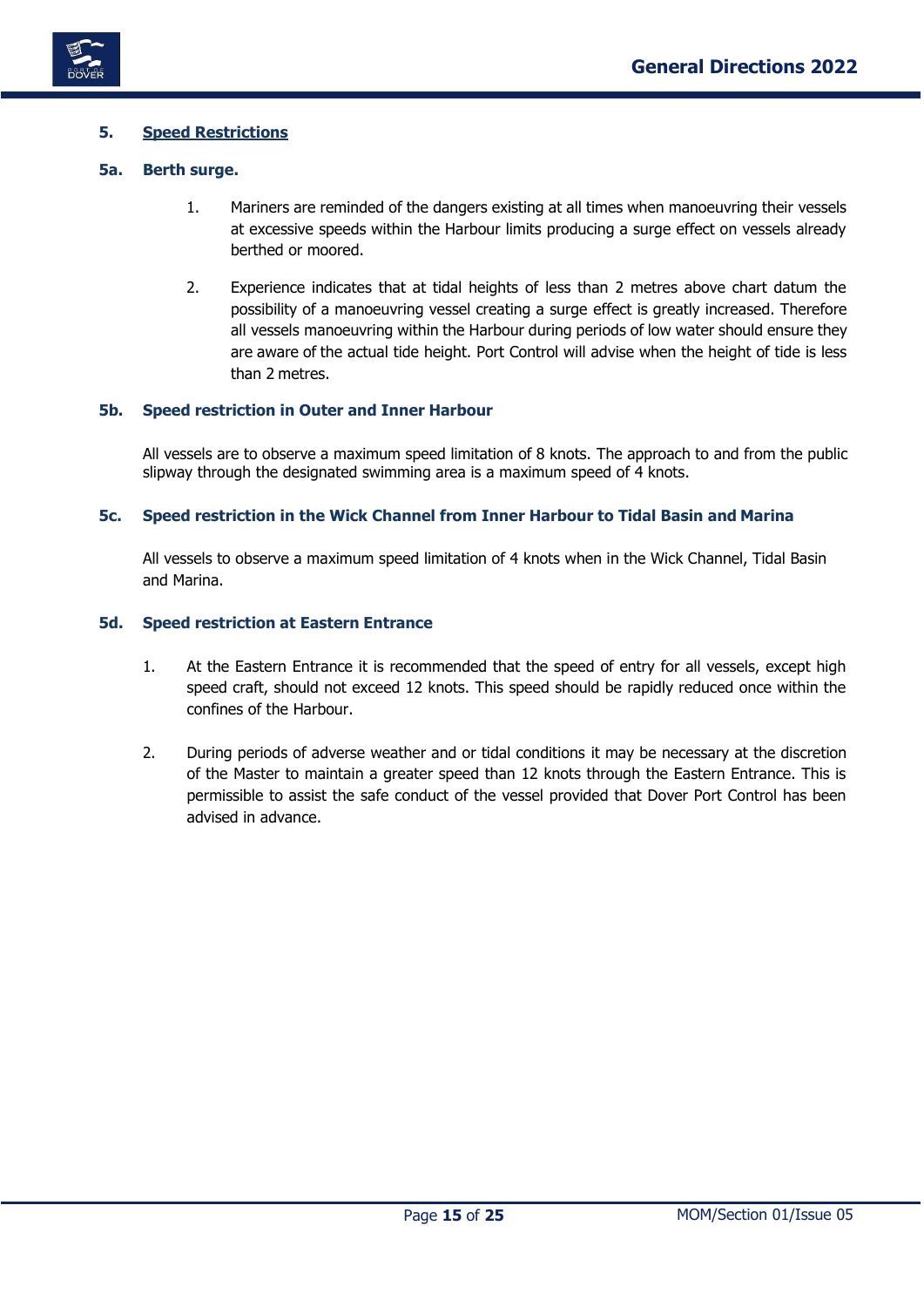## 5. Speed Restrictions

### 5a. Berth surge.

1. Mariners are reminded of the dangers existing at all times when manoeuvring their vessels at excessive speeds within the Harbour limits producing a surge effect on vessels already berthed or moored.

2. Experience indicates that at tidal heights of less than 2 metres above chart datum the possibility of a manoeuvring vessel creating a surge effect is greatly increased. Therefore all vessels manoeuvring within the Harbour during periods of low water should ensure they are aware of the actual tide height. Port Control will advise when the height of tide is less than 2 metres.

### 5b. Speed restriction in Outer and Inner Harbour

All vessels are to observe a maximum speed limitation of 8 knots. The approach to and from the public slipway through the designated swimming area is a maximum speed of 4 knots.

### 5c. Speed restriction in the Wick Channel from Inner Harbour to Tidal Basin and Marina

All vessels to observe a maximum speed limitation of 4 knots when in the Wick Channel, Tidal Basin and Marina.

### 5d. Speed restriction at Eastern Entrance

1. At the Eastern Entrance it is recommended that the speed of entry for all vessels, except high speed craft, should not exceed 12 knots. This speed should be rapidly reduced once within the confines of the Harbour.

2. During periods of adverse weather and or tidal conditions it may be necessary at the discretion of the Master to maintain a greater speed than 12 knots through the Eastern Entrance. This is permissible to assist the safe conduct of the vessel provided that Dover Port Control has been advised in advance.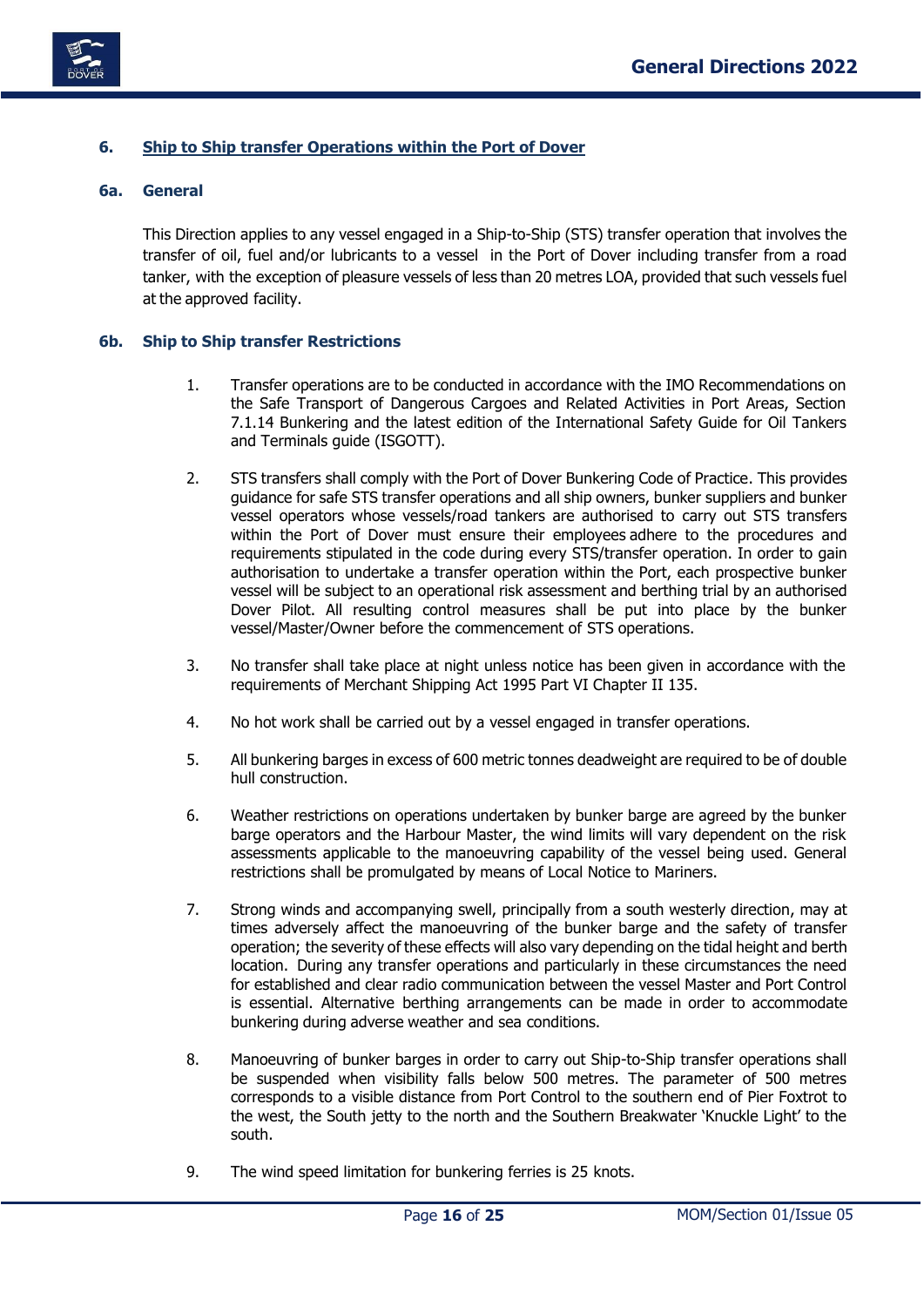## 6. Ship to Ship transfer Operations within the Port of Dover

### 6a. General

This Direction applies to any vessel engaged in a Ship-to-Ship (STS) transfer operation that involves the transfer of oil, fuel and/or lubricants to a vessel in the Port of Dover including transfer from a road tanker, with the exception of pleasure vessels of less than 20 metres LOA, provided that such vessels fuel at the approved facility.

### 6b. Ship to Ship transfer Restrictions

1. Transfer operations are to be conducted in accordance with the IMO Recommendations on the Safe Transport of Dangerous Cargoes and Related Activities in Port Areas, Section 7.1.14 Bunkering and the latest edition of the International Safety Guide for Oil Tankers and Terminals guide (ISGOTT).

2. STS transfers shall comply with the Port of Dover Bunkering Code of Practice. This provides guidance for safe STS transfer operations and all ship owners, bunker suppliers and bunker vessel operators whose vessels/road tankers are authorised to carry out STS transfers within the Port of Dover must ensure their employees adhere to the procedures and requirements stipulated in the code during every STS/transfer operation. In order to gain authorisation to undertake a transfer operation within the Port, each prospective bunker vessel will be subject to an operational risk assessment and berthing trial by an authorised Dover Pilot. All resulting control measures shall be put into place by the bunker vessel/Master/Owner before the commencement of STS operations.

3. No transfer shall take place at night unless notice has been given in accordance with the requirements of Merchant Shipping Act 1995 Part VI Chapter II 135.

4. No hot work shall be carried out by a vessel engaged in transfer operations.

5. All bunkering barges in excess of 600 metric tonnes deadweight are required to be of double hull construction.

6. Weather restrictions on operations undertaken by bunker barge are agreed by the bunker barge operators and the Harbour Master, the wind limits will vary dependent on the risk assessments applicable to the manoeuvring capability of the vessel being used. General restrictions shall be promulgated by means of Local Notice to Mariners.

7. Strong winds and accompanying swell, principally from a south westerly direction, may at times adversely affect the manoeuvring of the bunker barge and the safety of transfer operation; the severity of these effects will also vary depending on the tidal height and berth location. During any transfer operations and particularly in these circumstances the need for established and clear radio communication between the vessel Master and Port Control is essential. Alternative berthing arrangements can be made in order to accommodate bunkering during adverse weather and sea conditions.

8. Manoeuvring of bunker barges in order to carry out Ship-to-Ship transfer operations shall be suspended when visibility falls below 500 metres. The parameter of 500 metres corresponds to a visible distance from Port Control to the southern end of Pier Foxtrot to the west, the South jetty to the north and the Southern Breakwater 'Knuckle Light' to the south.

9. The wind speed limitation for bunkering ferries is 25 knots.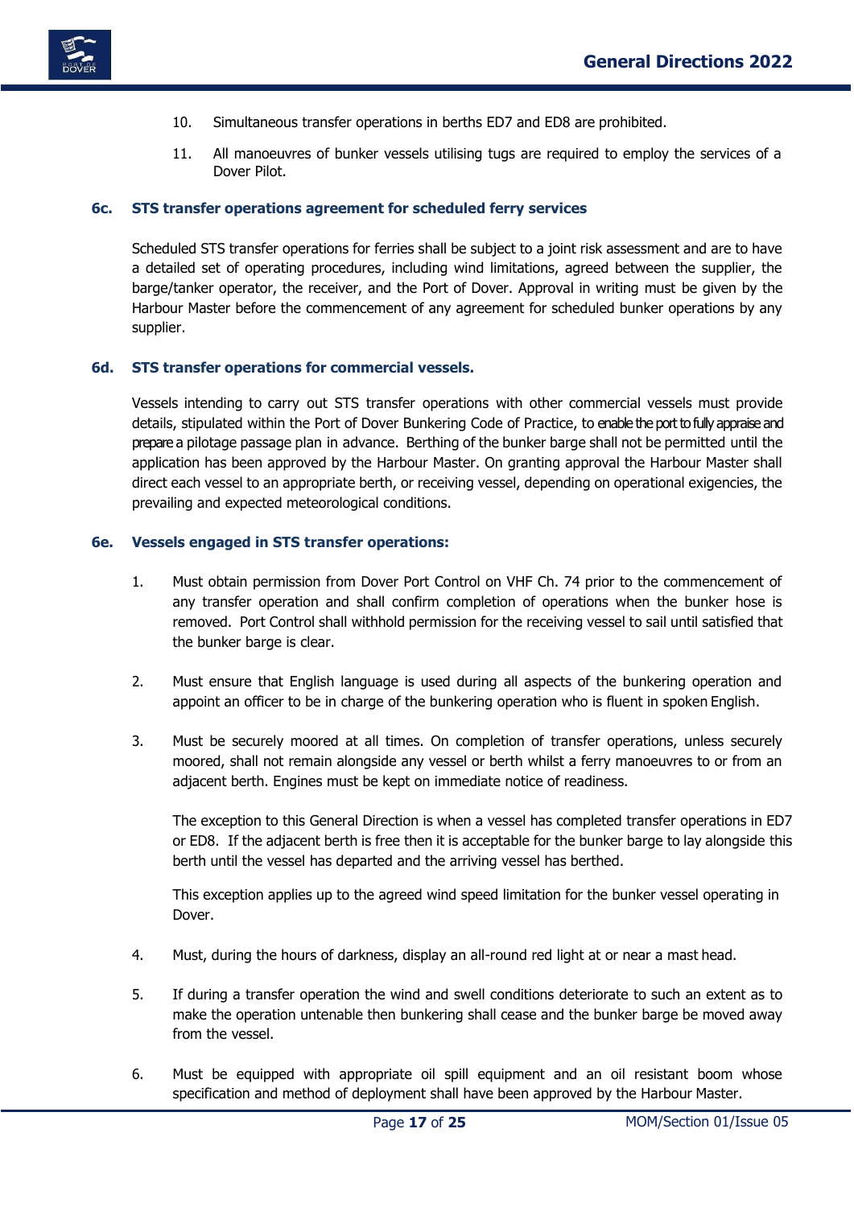10. Simultaneous transfer operations in berths ED7 and ED8 are prohibited.

11. All manoeuvres of bunker vessels utilising tugs are required to employ the services of a Dover Pilot.

### 6c. STS transfer operations agreement for scheduled ferry services

Scheduled STS transfer operations for ferries shall be subject to a joint risk assessment and are to have a detailed set of operating procedures, including wind limitations, agreed between the supplier, the barge/tanker operator, the receiver, and the Port of Dover. Approval in writing must be given by the Harbour Master before the commencement of any agreement for scheduled bunker operations by any supplier.

### 6d. STS transfer operations for commercial vessels.

Vessels intending to carry out STS transfer operations with other commercial vessels must provide details, stipulated within the Port of Dover Bunkering Code of Practice, to enable the port to fully appraise and prepare a pilotage passage plan in advance. Berthing of the bunker barge shall not be permitted until the application has been approved by the Harbour Master. On granting approval the Harbour Master shall direct each vessel to an appropriate berth, or receiving vessel, depending on operational exigencies, the prevailing and expected meteorological conditions.

### 6e. Vessels engaged in STS transfer operations:

1. Must obtain permission from Dover Port Control on VHF Ch. 74 prior to the commencement of any transfer operation and shall confirm completion of operations when the bunker hose is removed. Port Control shall withhold permission for the receiving vessel to sail until satisfied that the bunker barge is clear.

2. Must ensure that English language is used during all aspects of the bunkering operation and appoint an officer to be in charge of the bunkering operation who is fluent in spoken English.

3. Must be securely moored at all times. On completion of transfer operations, unless securely moored, shall not remain alongside any vessel or berth whilst a ferry manoeuvres to or from an adjacent berth. Engines must be kept on immediate notice of readiness.

   The exception to this General Direction is when a vessel has completed transfer operations in ED7 or ED8. If the adjacent berth is free then it is acceptable for the bunker barge to lay alongside this berth until the vessel has departed and the arriving vessel has berthed.

   This exception applies up to the agreed wind speed limitation for the bunker vessel operating in Dover.

4. Must, during the hours of darkness, display an all-round red light at or near a mast head.

5. If during a transfer operation the wind and swell conditions deteriorate to such an extent as to make the operation untenable then bunkering shall cease and the bunker barge be moved away from the vessel.

6. Must be equipped with appropriate oil spill equipment and an oil resistant boom whose specification and method of deployment shall have been approved by the Harbour Master.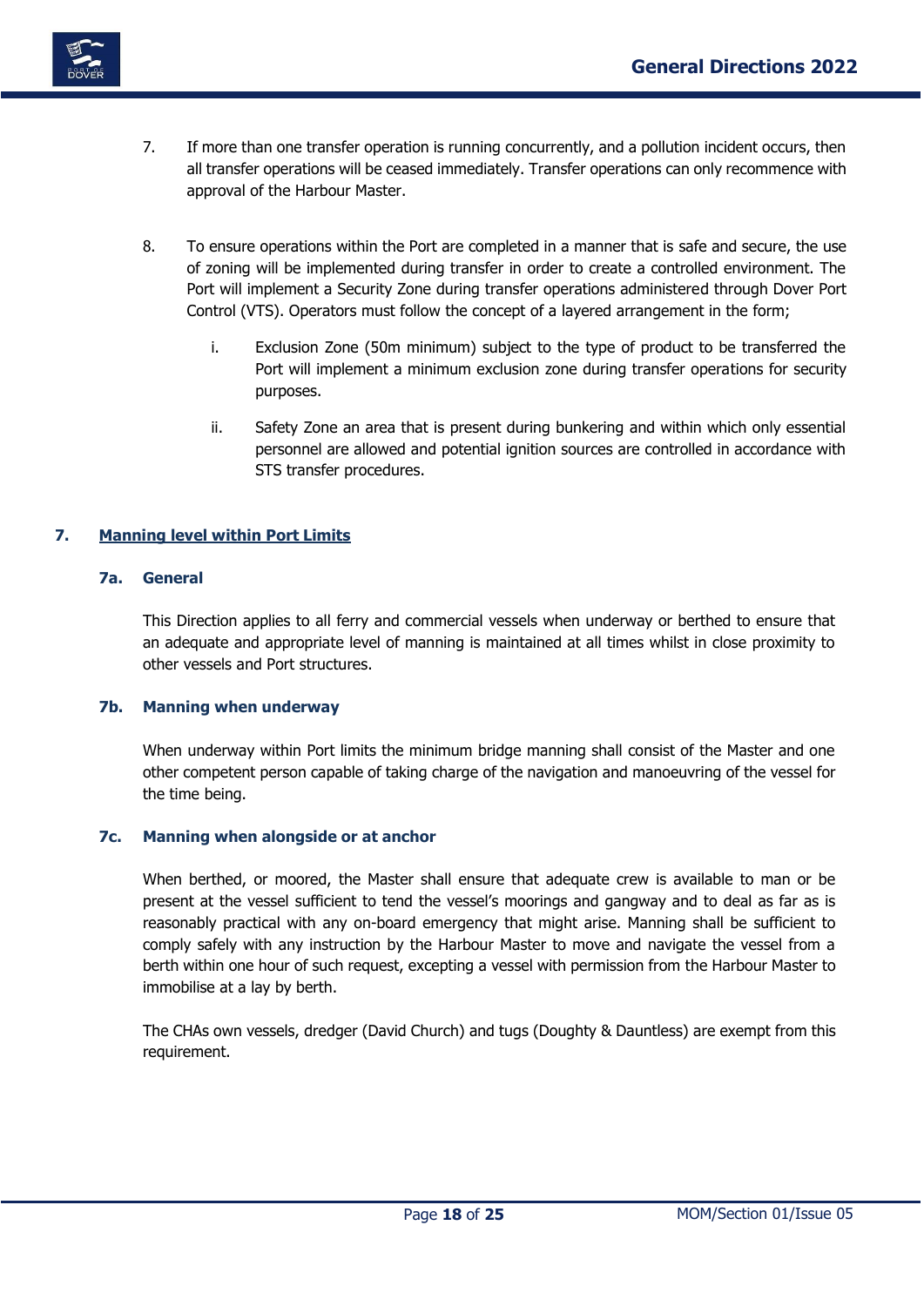7. If more than one transfer operation is running concurrently, and a pollution incident occurs, then all transfer operations will be ceased immediately. Transfer operations can only recommence with approval of the Harbour Master.

8. To ensure operations within the Port are completed in a manner that is safe and secure, the use of zoning will be implemented during transfer in order to create a controlled environment. The Port will implement a Security Zone during transfer operations administered through Dover Port Control (VTS). Operators must follow the concept of a layered arrangement in the form;

   i. Exclusion Zone (50m minimum) subject to the type of product to be transferred the Port will implement a minimum exclusion zone during transfer operations for security purposes.

   ii. Safety Zone an area that is present during bunkering and within which only essential personnel are allowed and potential ignition sources are controlled in accordance with STS transfer procedures.

## 7. Manning level within Port Limits

### 7a. General

This Direction applies to all ferry and commercial vessels when underway or berthed to ensure that an adequate and appropriate level of manning is maintained at all times whilst in close proximity to other vessels and Port structures.

### 7b. Manning when underway

When underway within Port limits the minimum bridge manning shall consist of the Master and one other competent person capable of taking charge of the navigation and manoeuvring of the vessel for the time being.

### 7c. Manning when alongside or at anchor

When berthed, or moored, the Master shall ensure that adequate crew is available to man or be present at the vessel sufficient to tend the vessel's moorings and gangway and to deal as far as is reasonably practical with any on-board emergency that might arise. Manning shall be sufficient to comply safely with any instruction by the Harbour Master to move and navigate the vessel from a berth within one hour of such request, excepting a vessel with permission from the Harbour Master to immobilise at a lay by berth.

The CHAs own vessels, dredger (David Church) and tugs (Doughty & Dauntless) are exempt from this requirement.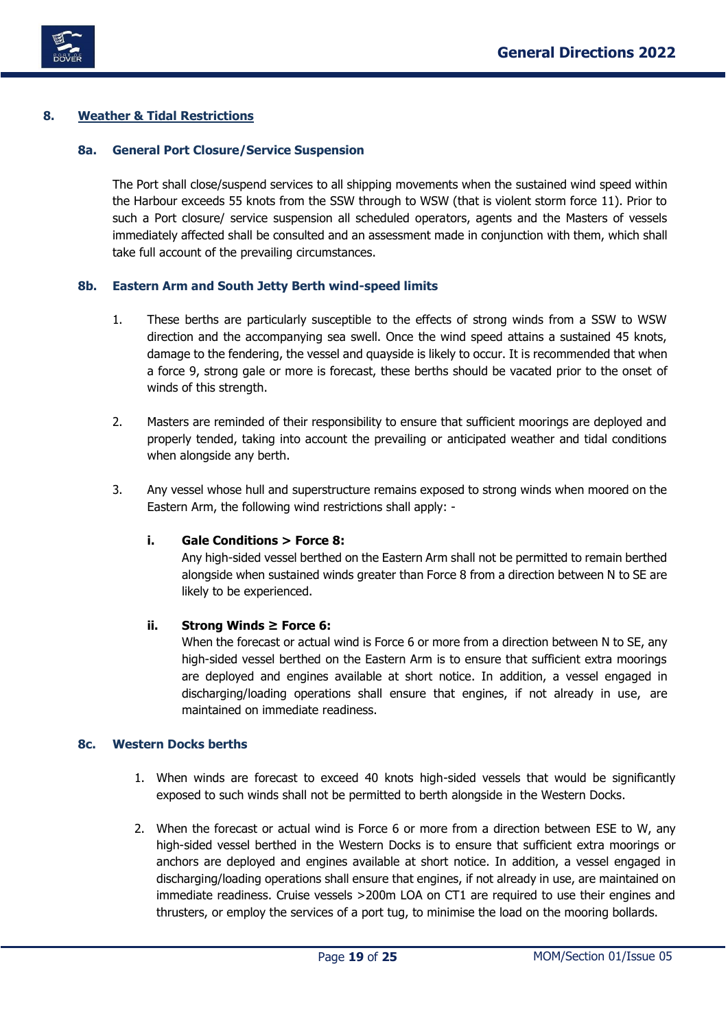## 8. Weather & Tidal Restrictions

### 8a. General Port Closure/Service Suspension

The Port shall close/suspend services to all shipping movements when the sustained wind speed within the Harbour exceeds 55 knots from the SSW through to WSW (that is violent storm force 11). Prior to such a Port closure/ service suspension all scheduled operators, agents and the Masters of vessels immediately affected shall be consulted and an assessment made in conjunction with them, which shall take full account of the prevailing circumstances.

### 8b. Eastern Arm and South Jetty Berth wind-speed limits

1. These berths are particularly susceptible to the effects of strong winds from a SSW to WSW direction and the accompanying sea swell. Once the wind speed attains a sustained 45 knots, damage to the fendering, the vessel and quayside is likely to occur. It is recommended that when a force 9, strong gale or more is forecast, these berths should be vacated prior to the onset of winds of this strength.

2. Masters are reminded of their responsibility to ensure that sufficient moorings are deployed and properly tended, taking into account the prevailing or anticipated weather and tidal conditions when alongside any berth.

3. Any vessel whose hull and superstructure remains exposed to strong winds when moored on the Eastern Arm, the following wind restrictions shall apply: -

   i. **Gale Conditions > Force 8:**
   Any high-sided vessel berthed on the Eastern Arm shall not be permitted to remain berthed alongside when sustained winds greater than Force 8 from a direction between N to SE are likely to be experienced.

   ii. **Strong Winds ≥ Force 6:**
   When the forecast or actual wind is Force 6 or more from a direction between N to SE, any high-sided vessel berthed on the Eastern Arm is to ensure that sufficient extra moorings are deployed and engines available at short notice. In addition, a vessel engaged in discharging/loading operations shall ensure that engines, if not already in use, are maintained on immediate readiness.

### 8c. Western Docks berths

1. When winds are forecast to exceed 40 knots high-sided vessels that would be significantly exposed to such winds shall not be permitted to berth alongside in the Western Docks.

2. When the forecast or actual wind is Force 6 or more from a direction between ESE to W, any high-sided vessel berthed in the Western Docks is to ensure that sufficient extra moorings or anchors are deployed and engines available at short notice. In addition, a vessel engaged in discharging/loading operations shall ensure that engines, if not already in use, are maintained on immediate readiness. Cruise vessels >200m LOA on CT1 are required to use their engines and thrusters, or employ the services of a port tug, to minimise the load on the mooring bollards.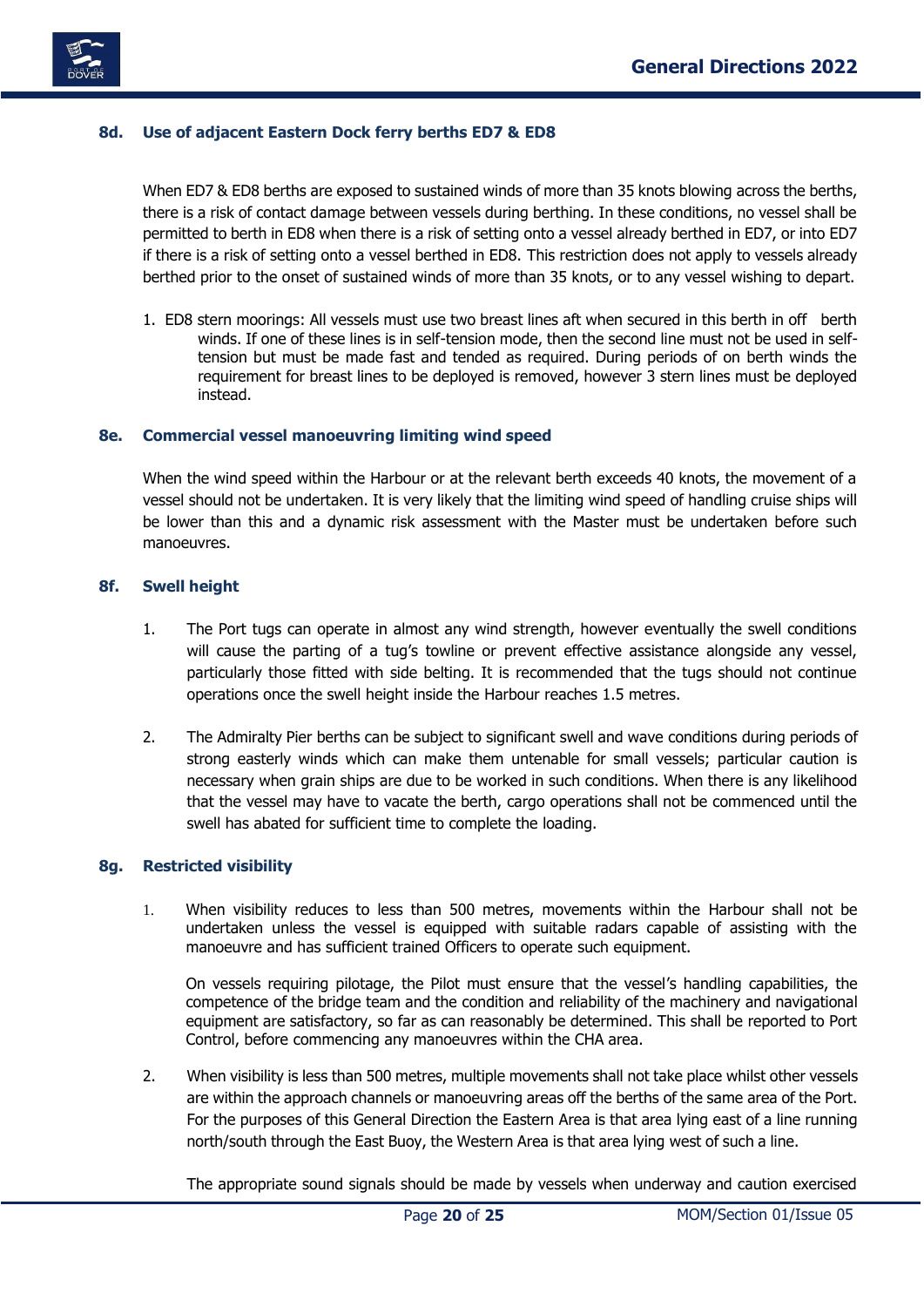### 8d. Use of adjacent Eastern Dock ferry berths ED7 & ED8

When ED7 & ED8 berths are exposed to sustained winds of more than 35 knots blowing across the berths, there is a risk of contact damage between vessels during berthing. In these conditions, no vessel shall be permitted to berth in ED8 when there is a risk of setting onto a vessel already berthed in ED7, or into ED7 if there is a risk of setting onto a vessel berthed in ED8. This restriction does not apply to vessels already berthed prior to the onset of sustained winds of more than 35 knots, or to any vessel wishing to depart.

1. ED8 stern moorings: All vessels must use two breast lines aft when secured in this berth in off berth winds. If one of these lines is in self-tension mode, then the second line must not be used in self-tension but must be made fast and tended as required. During periods of on berth winds the requirement for breast lines to be deployed is removed, however 3 stern lines must be deployed instead.

### 8e. Commercial vessel manoeuvring limiting wind speed

When the wind speed within the Harbour or at the relevant berth exceeds 40 knots, the movement of a vessel should not be undertaken. It is very likely that the limiting wind speed of handling cruise ships will be lower than this and a dynamic risk assessment with the Master must be undertaken before such manoeuvres.

### 8f. Swell height

1. The Port tugs can operate in almost any wind strength, however eventually the swell conditions will cause the parting of a tug's towline or prevent effective assistance alongside any vessel, particularly those fitted with side belting. It is recommended that the tugs should not continue operations once the swell height inside the Harbour reaches 1.5 metres.

2. The Admiralty Pier berths can be subject to significant swell and wave conditions during periods of strong easterly winds which can make them untenable for small vessels; particular caution is necessary when grain ships are due to be worked in such conditions. When there is any likelihood that the vessel may have to vacate the berth, cargo operations shall not be commenced until the swell has abated for sufficient time to complete the loading.

### 8g. Restricted visibility

1. When visibility reduces to less than 500 metres, movements within the Harbour shall not be undertaken unless the vessel is equipped with suitable radars capable of assisting with the manoeuvre and has sufficient trained Officers to operate such equipment.

   On vessels requiring pilotage, the Pilot must ensure that the vessel's handling capabilities, the competence of the bridge team and the condition and reliability of the machinery and navigational equipment are satisfactory, so far as can reasonably be determined. This shall be reported to Port Control, before commencing any manoeuvres within the CHA area.

2. When visibility is less than 500 metres, multiple movements shall not take place whilst other vessels are within the approach channels or manoeuvring areas off the berths of the same area of the Port. For the purposes of this General Direction the Eastern Area is that area lying east of a line running north/south through the East Buoy, the Western Area is that area lying west of such a line.

   The appropriate sound signals should be made by vessels when underway and caution exercised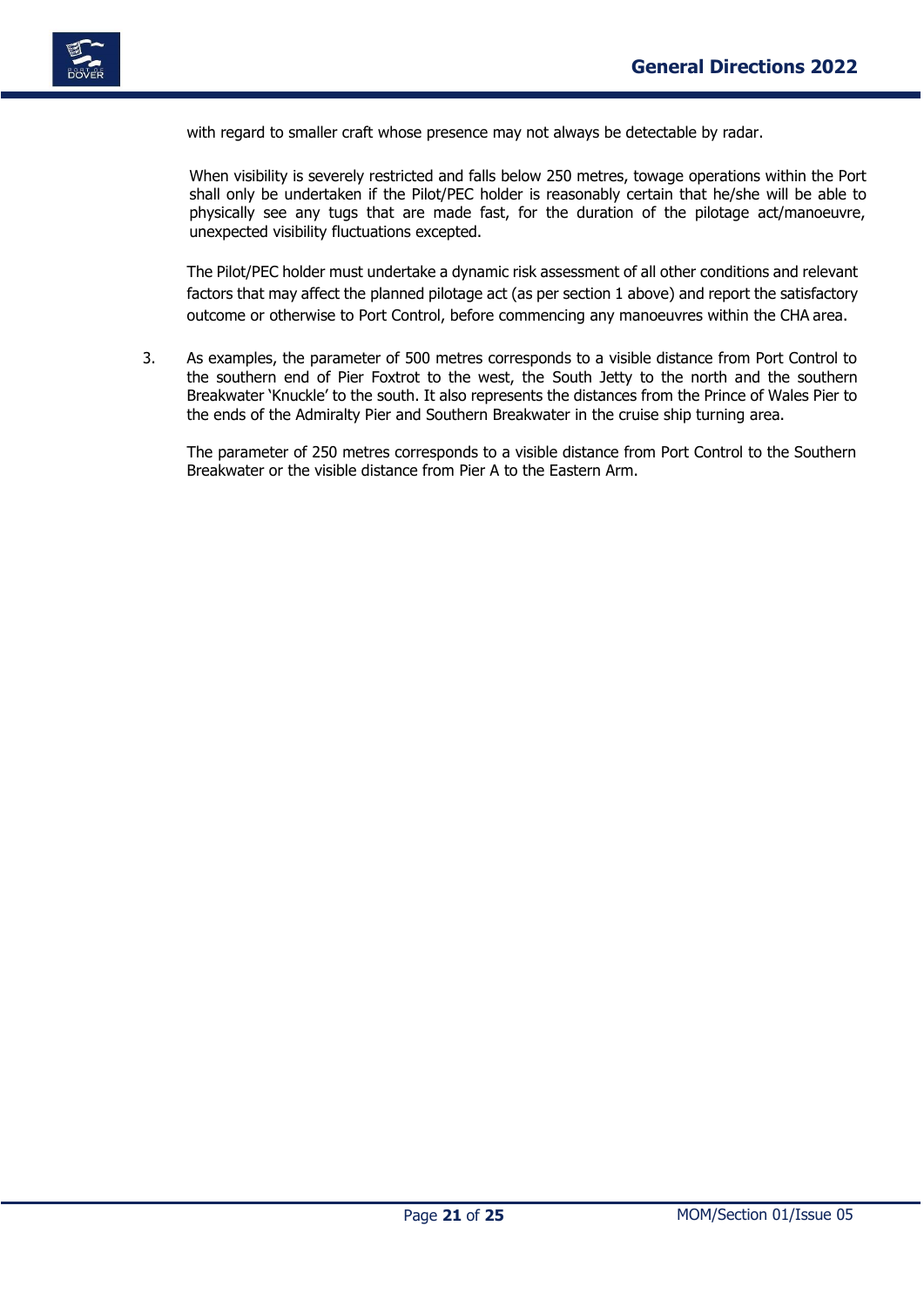with regard to smaller craft whose presence may not always be detectable by radar.

When visibility is severely restricted and falls below 250 metres, towage operations within the Port shall only be undertaken if the Pilot/PEC holder is reasonably certain that he/she will be able to physically see any tugs that are made fast, for the duration of the pilotage act/manoeuvre, unexpected visibility fluctuations excepted.

The Pilot/PEC holder must undertake a dynamic risk assessment of all other conditions and relevant factors that may affect the planned pilotage act (as per section 1 above) and report the satisfactory outcome or otherwise to Port Control, before commencing any manoeuvres within the CHA area.

3. As examples, the parameter of 500 metres corresponds to a visible distance from Port Control to the southern end of Pier Foxtrot to the west, the South Jetty to the north and the southern Breakwater 'Knuckle' to the south. It also represents the distances from the Prince of Wales Pier to the ends of the Admiralty Pier and Southern Breakwater in the cruise ship turning area.

   The parameter of 250 metres corresponds to a visible distance from Port Control to the Southern Breakwater or the visible distance from Pier A to the Eastern Arm.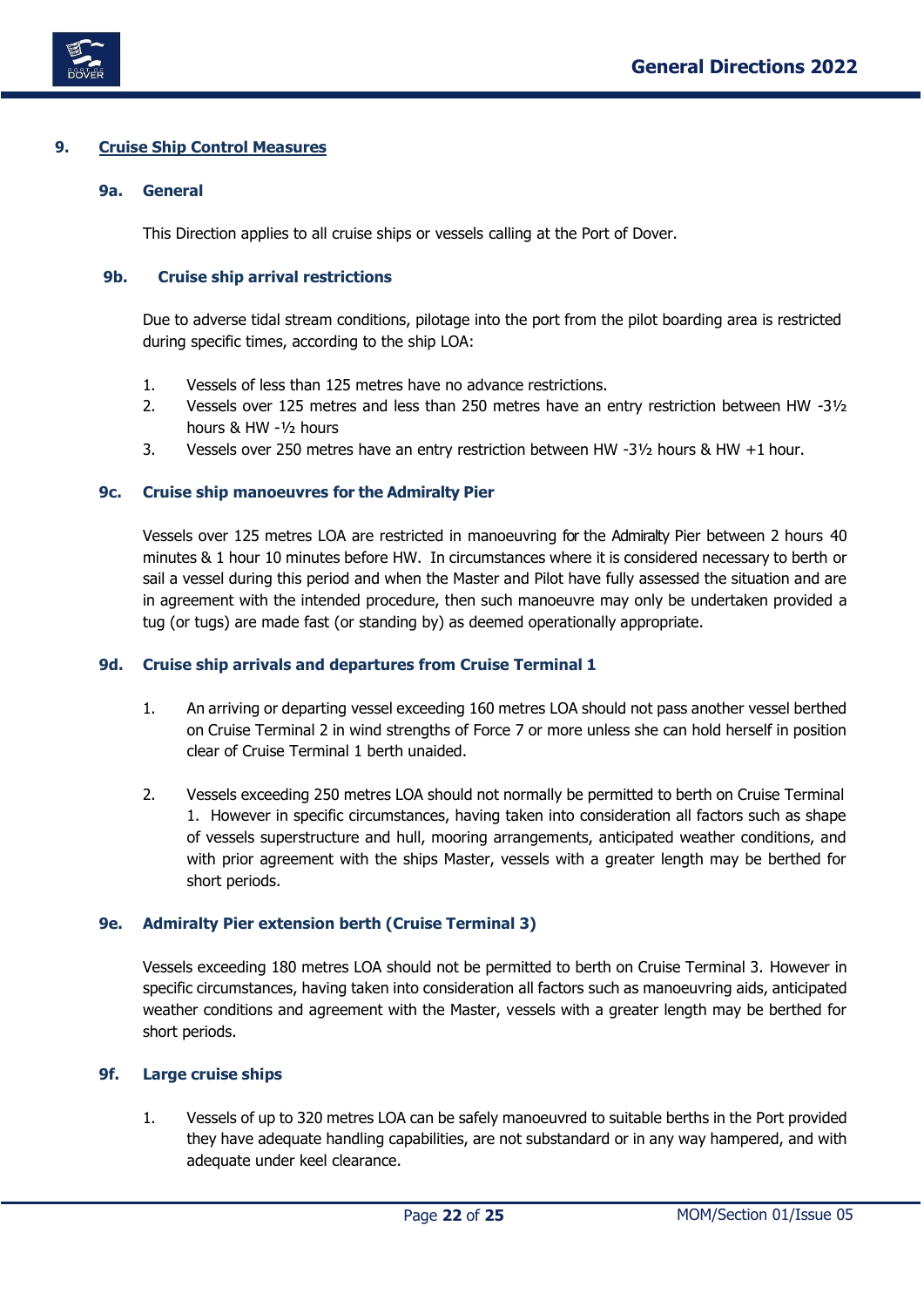## 9. Cruise Ship Control Measures

### 9a. General

This Direction applies to all cruise ships or vessels calling at the Port of Dover.

### 9b. Cruise ship arrival restrictions

Due to adverse tidal stream conditions, pilotage into the port from the pilot boarding area is restricted during specific times, according to the ship LOA:

1. Vessels of less than 125 metres have no advance restrictions.
2. Vessels over 125 metres and less than 250 metres have an entry restriction between HW -3½ hours & HW -½ hours
3. Vessels over 250 metres have an entry restriction between HW -3½ hours & HW +1 hour.

### 9c. Cruise ship manoeuvres for the Admiralty Pier

Vessels over 125 metres LOA are restricted in manoeuvring for the Admiralty Pier between 2 hours 40 minutes & 1 hour 10 minutes before HW. In circumstances where it is considered necessary to berth or sail a vessel during this period and when the Master and Pilot have fully assessed the situation and are in agreement with the intended procedure, then such manoeuvre may only be undertaken provided a tug (or tugs) are made fast (or standing by) as deemed operationally appropriate.

### 9d. Cruise ship arrivals and departures from Cruise Terminal 1

1. An arriving or departing vessel exceeding 160 metres LOA should not pass another vessel berthed on Cruise Terminal 2 in wind strengths of Force 7 or more unless she can hold herself in position clear of Cruise Terminal 1 berth unaided.

2. Vessels exceeding 250 metres LOA should not normally be permitted to berth on Cruise Terminal 1. However in specific circumstances, having taken into consideration all factors such as shape of vessels superstructure and hull, mooring arrangements, anticipated weather conditions, and with prior agreement with the ships Master, vessels with a greater length may be berthed for short periods.

### 9e. Admiralty Pier extension berth (Cruise Terminal 3)

Vessels exceeding 180 metres LOA should not be permitted to berth on Cruise Terminal 3. However in specific circumstances, having taken into consideration all factors such as manoeuvring aids, anticipated weather conditions and agreement with the Master, vessels with a greater length may be berthed for short periods.

### 9f. Large cruise ships

1. Vessels of up to 320 metres LOA can be safely manoeuvred to suitable berths in the Port provided they have adequate handling capabilities, are not substandard or in any way hampered, and with adequate under keel clearance.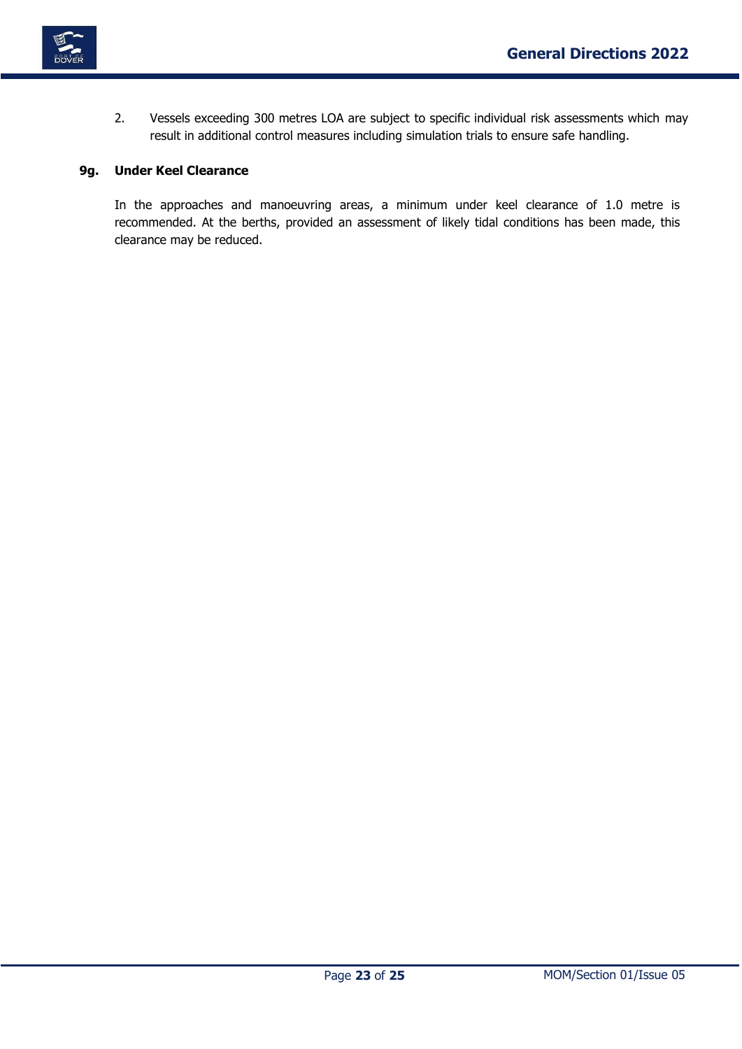2. Vessels exceeding 300 metres LOA are subject to specific individual risk assessments which may result in additional control measures including simulation trials to ensure safe handling.

### 9g. Under Keel Clearance

In the approaches and manoeuvring areas, a minimum under keel clearance of 1.0 metre is recommended. At the berths, provided an assessment of likely tidal conditions has been made, this clearance may be reduced.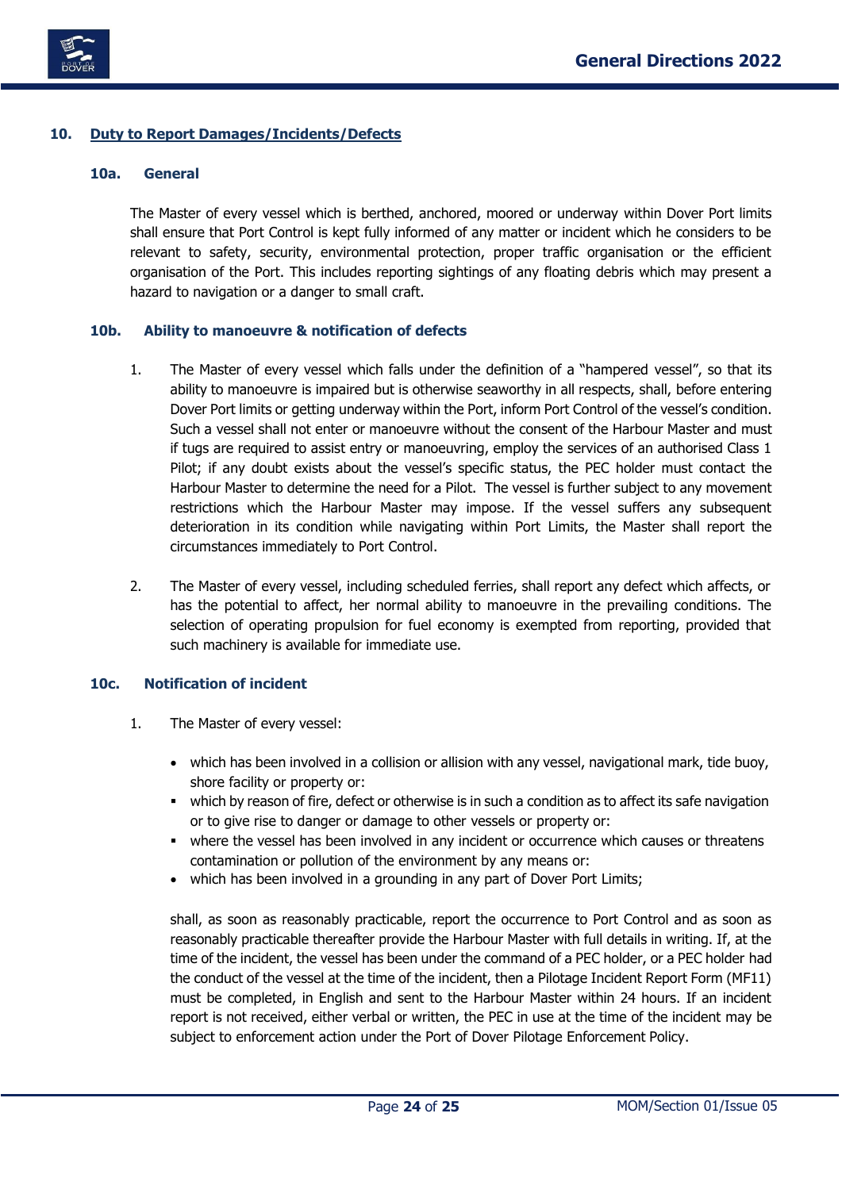## 10. Duty to Report Damages/Incidents/Defects

### 10a. General

The Master of every vessel which is berthed, anchored, moored or underway within Dover Port limits shall ensure that Port Control is kept fully informed of any matter or incident which he considers to be relevant to safety, security, environmental protection, proper traffic organisation or the efficient organisation of the Port. This includes reporting sightings of any floating debris which may present a hazard to navigation or a danger to small craft.

### 10b. Ability to manoeuvre & notification of defects

1. The Master of every vessel which falls under the definition of a "hampered vessel", so that its ability to manoeuvre is impaired but is otherwise seaworthy in all respects, shall, before entering Dover Port limits or getting underway within the Port, inform Port Control of the vessel's condition. Such a vessel shall not enter or manoeuvre without the consent of the Harbour Master and must if tugs are required to assist entry or manoeuvring, employ the services of an authorised Class 1 Pilot; if any doubt exists about the vessel's specific status, the PEC holder must contact the Harbour Master to determine the need for a Pilot. The vessel is further subject to any movement restrictions which the Harbour Master may impose. If the vessel suffers any subsequent deterioration in its condition while navigating within Port Limits, the Master shall report the circumstances immediately to Port Control.

2. The Master of every vessel, including scheduled ferries, shall report any defect which affects, or has the potential to affect, her normal ability to manoeuvre in the prevailing conditions. The selection of operating propulsion for fuel economy is exempted from reporting, provided that such machinery is available for immediate use.

### 10c. Notification of incident

1. The Master of every vessel:

   - which has been involved in a collision or allision with any vessel, navigational mark, tide buoy, shore facility or property or:
   - which by reason of fire, defect or otherwise is in such a condition as to affect its safe navigation or to give rise to danger or damage to other vessels or property or:
   - where the vessel has been involved in any incident or occurrence which causes or threatens contamination or pollution of the environment by any means or:
   - which has been involved in a grounding in any part of Dover Port Limits;

   shall, as soon as reasonably practicable, report the occurrence to Port Control and as soon as reasonably practicable thereafter provide the Harbour Master with full details in writing. If, at the time of the incident, the vessel has been under the command of a PEC holder, or a PEC holder had the conduct of the vessel at the time of the incident, then a Pilotage Incident Report Form (MF11) must be completed, in English and sent to the Harbour Master within 24 hours. If an incident report is not received, either verbal or written, the PEC in use at the time of the incident may be subject to enforcement action under the Port of Dover Pilotage Enforcement Policy.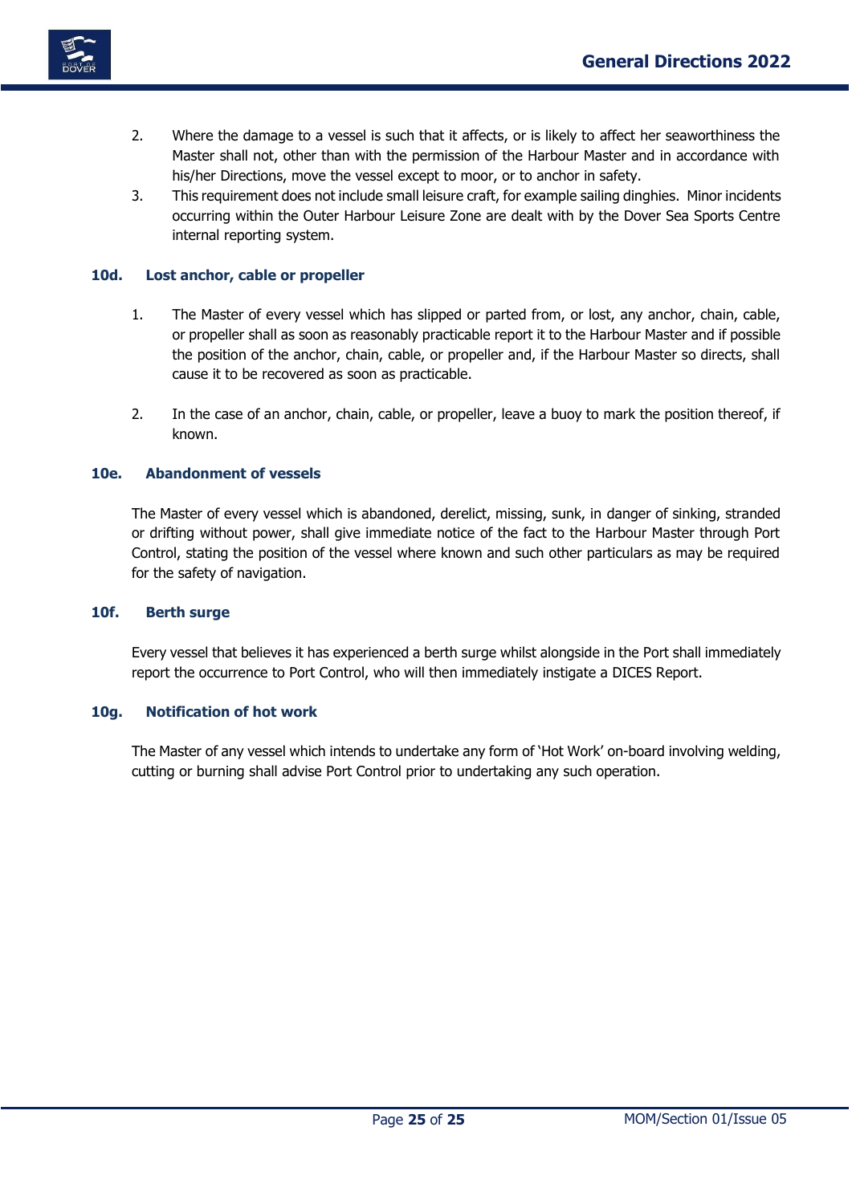2. Where the damage to a vessel is such that it affects, or is likely to affect her seaworthiness the Master shall not, other than with the permission of the Harbour Master and in accordance with his/her Directions, move the vessel except to moor, or to anchor in safety.
3. This requirement does not include small leisure craft, for example sailing dinghies. Minor incidents occurring within the Outer Harbour Leisure Zone are dealt with by the Dover Sea Sports Centre internal reporting system.

### 10d. Lost anchor, cable or propeller

1. The Master of every vessel which has slipped or parted from, or lost, any anchor, chain, cable, or propeller shall as soon as reasonably practicable report it to the Harbour Master and if possible the position of the anchor, chain, cable, or propeller and, if the Harbour Master so directs, shall cause it to be recovered as soon as practicable.

2. In the case of an anchor, chain, cable, or propeller, leave a buoy to mark the position thereof, if known.

### 10e. Abandonment of vessels

The Master of every vessel which is abandoned, derelict, missing, sunk, in danger of sinking, stranded or drifting without power, shall give immediate notice of the fact to the Harbour Master through Port Control, stating the position of the vessel where known and such other particulars as may be required for the safety of navigation.

### 10f. Berth surge

Every vessel that believes it has experienced a berth surge whilst alongside in the Port shall immediately report the occurrence to Port Control, who will then immediately instigate a DICES Report.

### 10g. Notification of hot work

The Master of any vessel which intends to undertake any form of 'Hot Work' on-board involving welding, cutting or burning shall advise Port Control prior to undertaking any such operation.